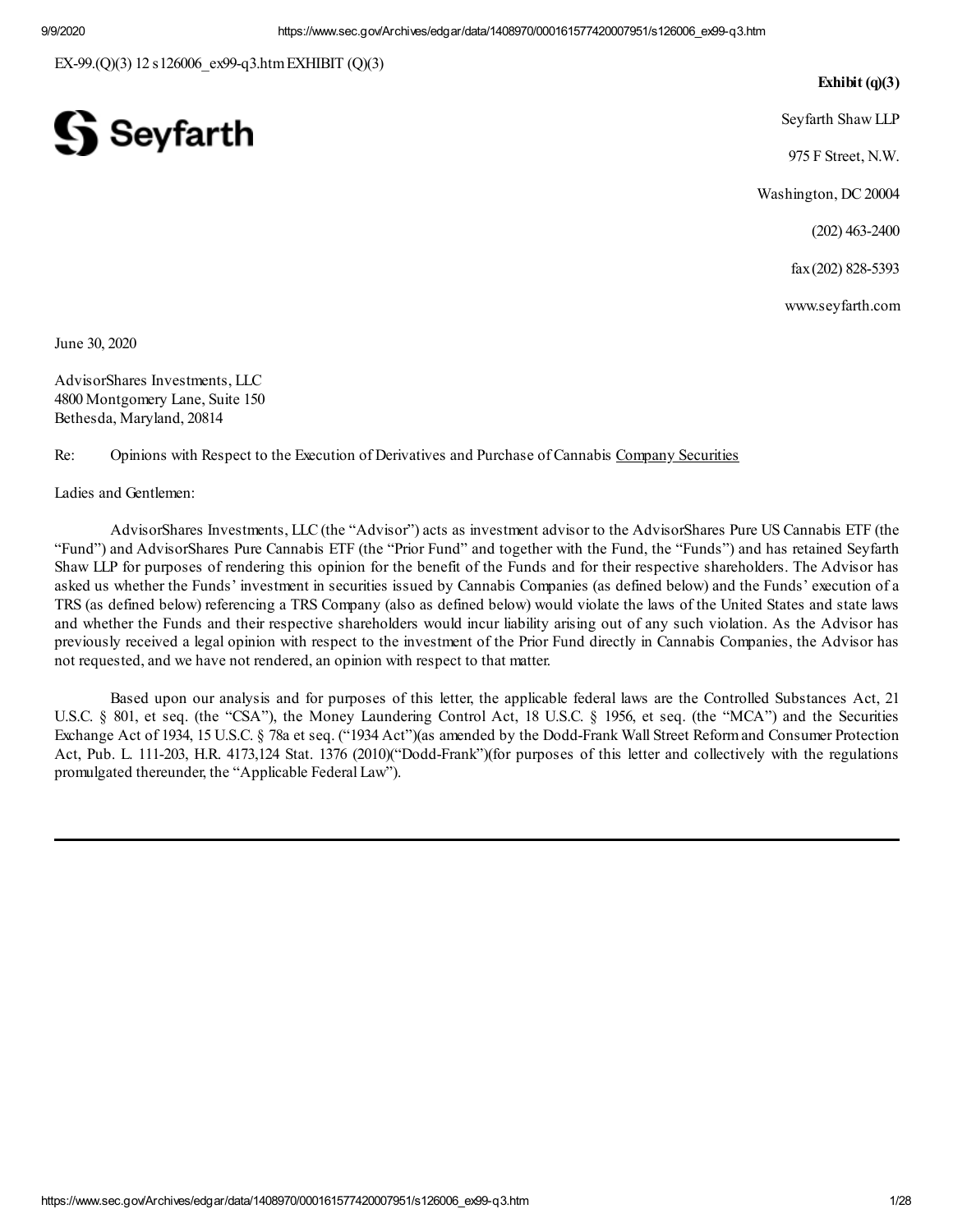EX-99.(Q)(3) 12 s126006_ex99-q3.htm EXHIBIT (Q)(3)

**Exhibit (q)(3)**

Seyfarth

Seyfarth Shaw LLP

975 F Street, N.W.

Washington, DC 20004

(202) 463-2400

fax (202) 828-5393

www.seyfarth.com

June 30, 2020

AdvisorShares Investments, LLC
4800 Montgomery Lane, Suite 150
Bethesda, Maryland, 20814

Re: Opinions with Respect to the Execution of Derivatives and Purchase of Cannabis Company Securities

Ladies and Gentlemen:

AdvisorShares Investments, LLC (the "Advisor") acts as investment advisor to the AdvisorShares Pure US Cannabis ETF (the "Fund") and AdvisorShares Pure Cannabis ETF (the "Prior Fund" and together with the Fund, the "Funds") and has retained Seyfarth Shaw LLP for purposes of rendering this opinion for the benefit of the Funds and for their respective shareholders. The Advisor has asked us whether the Funds' investment in securities issued by Cannabis Companies (as defined below) and the Funds' execution of a TRS (as defined below) referencing a TRS Company (also as defined below) would violate the laws of the United States and state laws and whether the Funds and their respective shareholders would incur liability arising out of any such violation. As the Advisor has previously received a legal opinion with respect to the investment of the Prior Fund directly in Cannabis Companies, the Advisor has not requested, and we have not rendered, an opinion with respect to that matter.

Based upon our analysis and for purposes of this letter, the applicable federal laws are the Controlled Substances Act, 21 U.S.C. § 801, et seq. (the "CSA"), the Money Laundering Control Act, 18 U.S.C. § 1956, et seq. (the "MCA") and the Securities Exchange Act of 1934, 15 U.S.C. § 78a et seq. ("1934 Act")(as amended by the Dodd-Frank Wall Street Reform and Consumer Protection Act, Pub. L. 111-203, H.R. 4173,124 Stat. 1376 (2010)("Dodd-Frank")(for purposes of this letter and collectively with the regulations promulgated thereunder, the "Applicable Federal Law").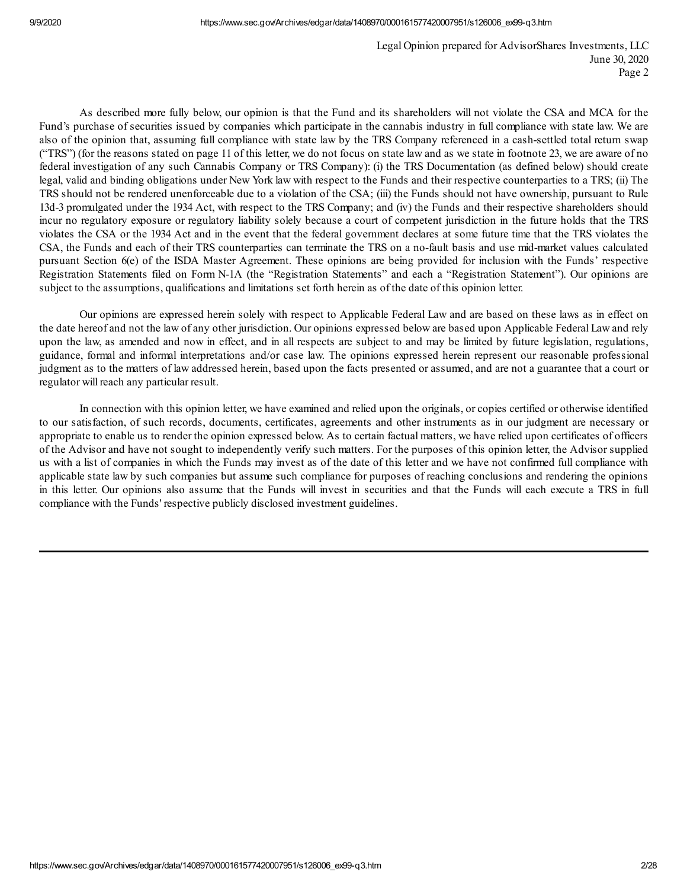As described more fully below, our opinion is that the Fund and its shareholders will not violate the CSA and MCA for the Fund's purchase of securities issued by companies which participate in the cannabis industry in full compliance with state law. We are also of the opinion that, assuming full compliance with state law by the TRS Company referenced in a cash-settled total return swap ("TRS") (for the reasons stated on page 11 of this letter, we do not focus on state law and as we state in footnote 23, we are aware of no federal investigation of any such Cannabis Company or TRS Company): (i) the TRS Documentation (as defined below) should create legal, valid and binding obligations under New York law with respect to the Funds and their respective counterparties to a TRS; (ii) The TRS should not be rendered unenforceable due to a violation of the CSA; (iii) the Funds should not have ownership, pursuant to Rule 13d-3 promulgated under the 1934 Act, with respect to the TRS Company; and (iv) the Funds and their respective shareholders should incur no regulatory exposure or regulatory liability solely because a court of competent jurisdiction in the future holds that the TRS violates the CSA or the 1934 Act and in the event that the federal government declares at some future time that the TRS violates the CSA, the Funds and each of their TRS counterparties can terminate the TRS on a no-fault basis and use mid-market values calculated pursuant Section 6(e) of the ISDA Master Agreement. These opinions are being provided for inclusion with the Funds' respective Registration Statements filed on Form N-1A (the "Registration Statements" and each a "Registration Statement"). Our opinions are subject to the assumptions, qualifications and limitations set forth herein as of the date of this opinion letter.

Our opinions are expressed herein solely with respect to Applicable Federal Law and are based on these laws as in effect on the date hereof and not the law of any other jurisdiction. Our opinions expressed below are based upon Applicable Federal Law and rely upon the law, as amended and now in effect, and in all respects are subject to and may be limited by future legislation, regulations, guidance, formal and informal interpretations and/or case law. The opinions expressed herein represent our reasonable professional judgment as to the matters of law addressed herein, based upon the facts presented or assumed, and are not a guarantee that a court or regulator will reach any particular result.

In connection with this opinion letter, we have examined and relied upon the originals, or copies certified or otherwise identified to our satisfaction, of such records, documents, certificates, agreements and other instruments as in our judgment are necessary or appropriate to enable us to render the opinion expressed below. As to certain factual matters, we have relied upon certificates of officers of the Advisor and have not sought to independently verify such matters. For the purposes of this opinion letter, the Advisor supplied us with a list of companies in which the Funds may invest as of the date of this letter and we have not confirmed full compliance with applicable state law by such companies but assume such compliance for purposes of reaching conclusions and rendering the opinions in this letter. Our opinions also assume that the Funds will invest in securities and that the Funds will each execute a TRS in full compliance with the Funds' respective publicly disclosed investment guidelines.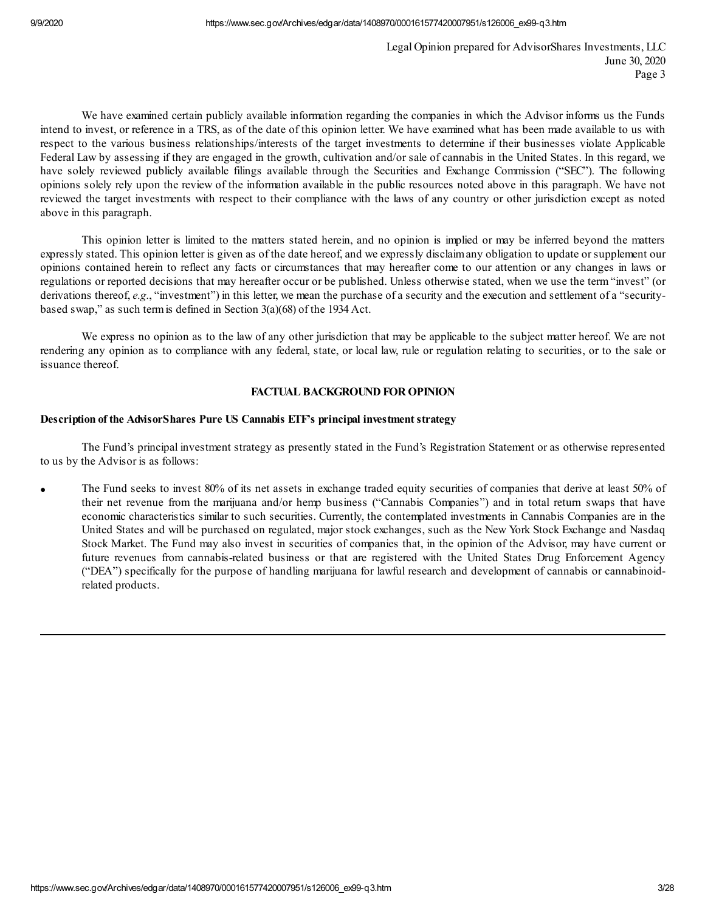We have examined certain publicly available information regarding the companies in which the Advisor informs us the Funds intend to invest, or reference in a TRS, as of the date of this opinion letter. We have examined what has been made available to us with respect to the various business relationships/interests of the target investments to determine if their businesses violate Applicable Federal Law by assessing if they are engaged in the growth, cultivation and/or sale of cannabis in the United States. In this regard, we have solely reviewed publicly available filings available through the Securities and Exchange Commission ("SEC"). The following opinions solely rely upon the review of the information available in the public resources noted above in this paragraph. We have not reviewed the target investments with respect to their compliance with the laws of any country or other jurisdiction except as noted above in this paragraph.

This opinion letter is limited to the matters stated herein, and no opinion is implied or may be inferred beyond the matters expressly stated. This opinion letter is given as of the date hereof, and we expressly disclaim any obligation to update or supplement our opinions contained herein to reflect any facts or circumstances that may hereafter come to our attention or any changes in laws or regulations or reported decisions that may hereafter occur or be published. Unless otherwise stated, when we use the term "invest" (or derivations thereof, *e.g.*, "investment") in this letter, we mean the purchase of a security and the execution and settlement of a "security-based swap," as such term is defined in Section 3(a)(68) of the 1934 Act.

We express no opinion as to the law of any other jurisdiction that may be applicable to the subject matter hereof. We are not rendering any opinion as to compliance with any federal, state, or local law, rule or regulation relating to securities, or to the sale or issuance thereof.

## FACTUAL BACKGROUND FOR OPINION

**Description of the AdvisorShares Pure US Cannabis ETF's principal investment strategy**

The Fund's principal investment strategy as presently stated in the Fund's Registration Statement or as otherwise represented to us by the Advisor is as follows:

- The Fund seeks to invest 80% of its net assets in exchange traded equity securities of companies that derive at least 50% of their net revenue from the marijuana and/or hemp business ("Cannabis Companies") and in total return swaps that have economic characteristics similar to such securities. Currently, the contemplated investments in Cannabis Companies are in the United States and will be purchased on regulated, major stock exchanges, such as the New York Stock Exchange and Nasdaq Stock Market. The Fund may also invest in securities of companies that, in the opinion of the Advisor, may have current or future revenues from cannabis-related business or that are registered with the United States Drug Enforcement Agency ("DEA") specifically for the purpose of handling marijuana for lawful research and development of cannabis or cannabinoid-related products.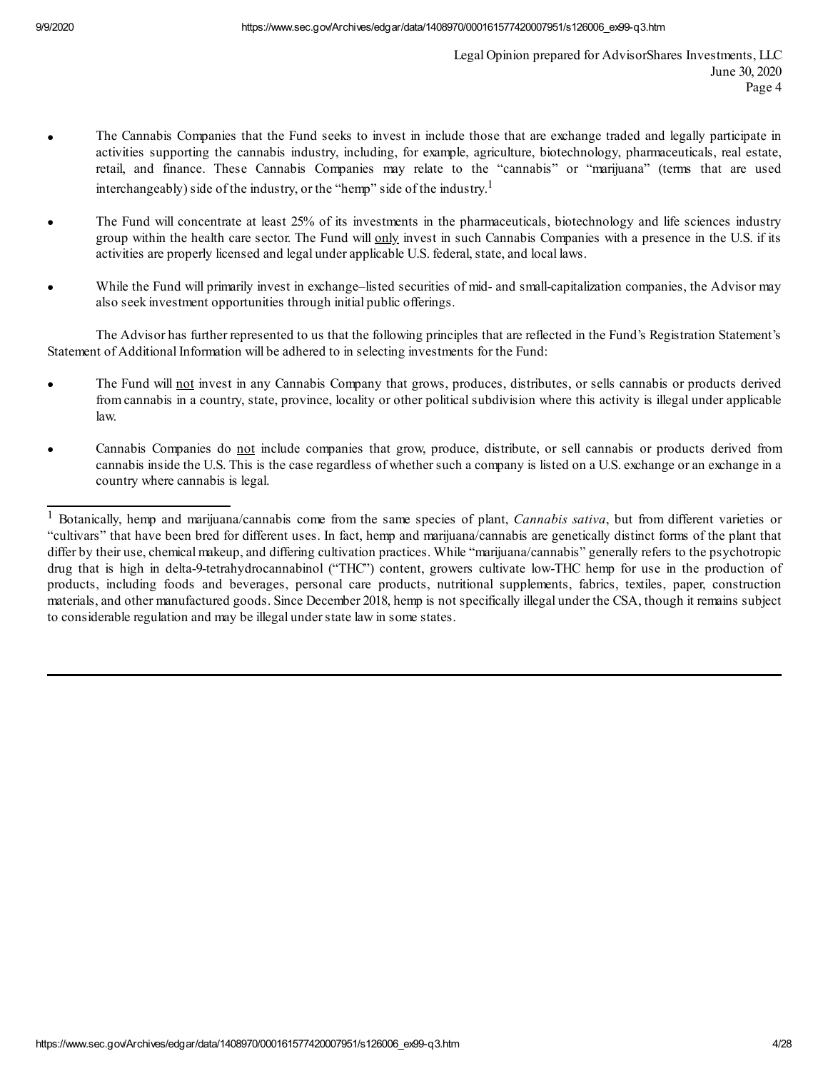- The Cannabis Companies that the Fund seeks to invest in include those that are exchange traded and legally participate in activities supporting the cannabis industry, including, for example, agriculture, biotechnology, pharmaceuticals, real estate, retail, and finance. These Cannabis Companies may relate to the "cannabis" or "marijuana" (terms that are used interchangeably) side of the industry, or the "hemp" side of the industry.[1]

- The Fund will concentrate at least 25% of its investments in the pharmaceuticals, biotechnology and life sciences industry group within the health care sector. The Fund will <u>only</u> invest in such Cannabis Companies with a presence in the U.S. if its activities are properly licensed and legal under applicable U.S. federal, state, and local laws.

- While the Fund will primarily invest in exchange–listed securities of mid- and small-capitalization companies, the Advisor may also seek investment opportunities through initial public offerings.

The Advisor has further represented to us that the following principles that are reflected in the Fund's Registration Statement's Statement of Additional Information will be adhered to in selecting investments for the Fund:

- The Fund will <u>not</u> invest in any Cannabis Company that grows, produces, distributes, or sells cannabis or products derived from cannabis in a country, state, province, locality or other political subdivision where this activity is illegal under applicable law.

- Cannabis Companies do <u>not</u> include companies that grow, produce, distribute, or sell cannabis or products derived from cannabis inside the U.S. This is the case regardless of whether such a company is listed on a U.S. exchange or an exchange in a country where cannabis is legal.

---

[1] Botanically, hemp and marijuana/cannabis come from the same species of plant, *Cannabis sativa*, but from different varieties or "cultivars" that have been bred for different uses. In fact, hemp and marijuana/cannabis are genetically distinct forms of the plant that differ by their use, chemical makeup, and differing cultivation practices. While "marijuana/cannabis" generally refers to the psychotropic drug that is high in delta-9-tetrahydrocannabinol ("THC") content, growers cultivate low-THC hemp for use in the production of products, including foods and beverages, personal care products, nutritional supplements, fabrics, textiles, paper, construction materials, and other manufactured goods. Since December 2018, hemp is not specifically illegal under the CSA, though it remains subject to considerable regulation and may be illegal under state law in some states.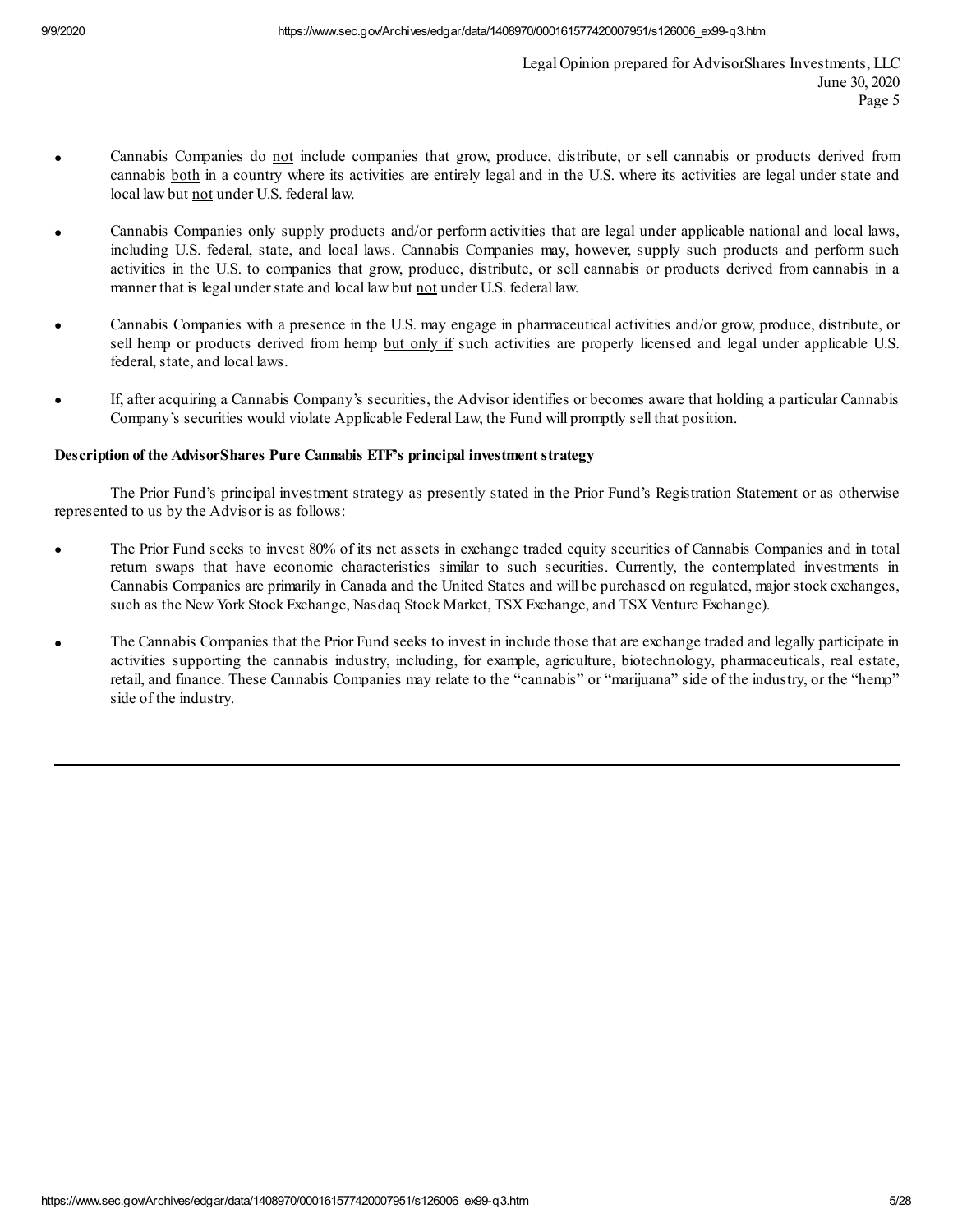- Cannabis Companies do not include companies that grow, produce, distribute, or sell cannabis or products derived from cannabis both in a country where its activities are entirely legal and in the U.S. where its activities are legal under state and local law but not under U.S. federal law.

- Cannabis Companies only supply products and/or perform activities that are legal under applicable national and local laws, including U.S. federal, state, and local laws. Cannabis Companies may, however, supply such products and perform such activities in the U.S. to companies that grow, produce, distribute, or sell cannabis or products derived from cannabis in a manner that is legal under state and local law but not under U.S. federal law.

- Cannabis Companies with a presence in the U.S. may engage in pharmaceutical activities and/or grow, produce, distribute, or sell hemp or products derived from hemp but only if such activities are properly licensed and legal under applicable U.S. federal, state, and local laws.

- If, after acquiring a Cannabis Company's securities, the Advisor identifies or becomes aware that holding a particular Cannabis Company's securities would violate Applicable Federal Law, the Fund will promptly sell that position.

**Description of the AdvisorShares Pure Cannabis ETF's principal investment strategy**

The Prior Fund's principal investment strategy as presently stated in the Prior Fund's Registration Statement or as otherwise represented to us by the Advisor is as follows:

- The Prior Fund seeks to invest 80% of its net assets in exchange traded equity securities of Cannabis Companies and in total return swaps that have economic characteristics similar to such securities. Currently, the contemplated investments in Cannabis Companies are primarily in Canada and the United States and will be purchased on regulated, major stock exchanges, such as the New York Stock Exchange, Nasdaq Stock Market, TSX Exchange, and TSX Venture Exchange).

- The Cannabis Companies that the Prior Fund seeks to invest in include those that are exchange traded and legally participate in activities supporting the cannabis industry, including, for example, agriculture, biotechnology, pharmaceuticals, real estate, retail, and finance. These Cannabis Companies may relate to the "cannabis" or "marijuana" side of the industry, or the "hemp" side of the industry.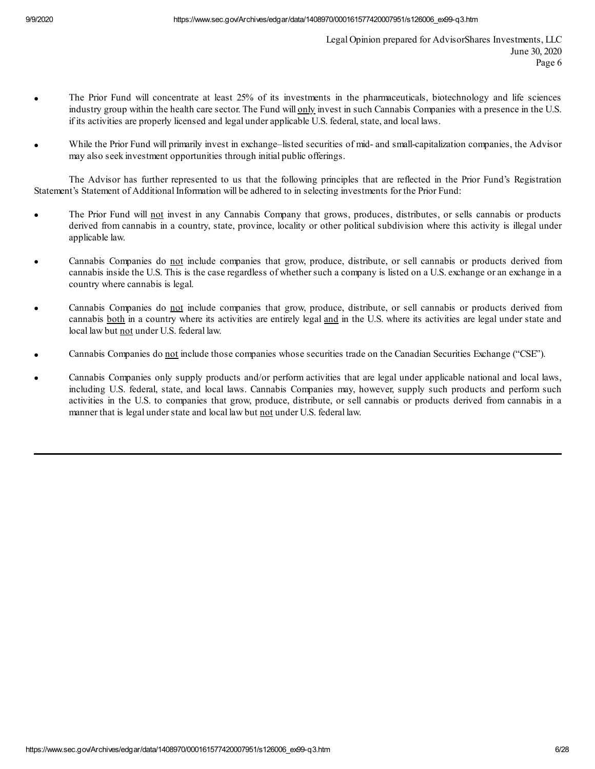- The Prior Fund will concentrate at least 25% of its investments in the pharmaceuticals, biotechnology and life sciences industry group within the health care sector. The Fund will only invest in such Cannabis Companies with a presence in the U.S. if its activities are properly licensed and legal under applicable U.S. federal, state, and local laws.

- While the Prior Fund will primarily invest in exchange–listed securities of mid- and small-capitalization companies, the Advisor may also seek investment opportunities through initial public offerings.

The Advisor has further represented to us that the following principles that are reflected in the Prior Fund's Registration Statement's Statement of Additional Information will be adhered to in selecting investments for the Prior Fund:

- The Prior Fund will not invest in any Cannabis Company that grows, produces, distributes, or sells cannabis or products derived from cannabis in a country, state, province, locality or other political subdivision where this activity is illegal under applicable law.

- Cannabis Companies do not include companies that grow, produce, distribute, or sell cannabis or products derived from cannabis inside the U.S. This is the case regardless of whether such a company is listed on a U.S. exchange or an exchange in a country where cannabis is legal.

- Cannabis Companies do not include companies that grow, produce, distribute, or sell cannabis or products derived from cannabis both in a country where its activities are entirely legal and in the U.S. where its activities are legal under state and local law but not under U.S. federal law.

- Cannabis Companies do not include those companies whose securities trade on the Canadian Securities Exchange ("CSE").

- Cannabis Companies only supply products and/or perform activities that are legal under applicable national and local laws, including U.S. federal, state, and local laws. Cannabis Companies may, however, supply such products and perform such activities in the U.S. to companies that grow, produce, distribute, or sell cannabis or products derived from cannabis in a manner that is legal under state and local law but not under U.S. federal law.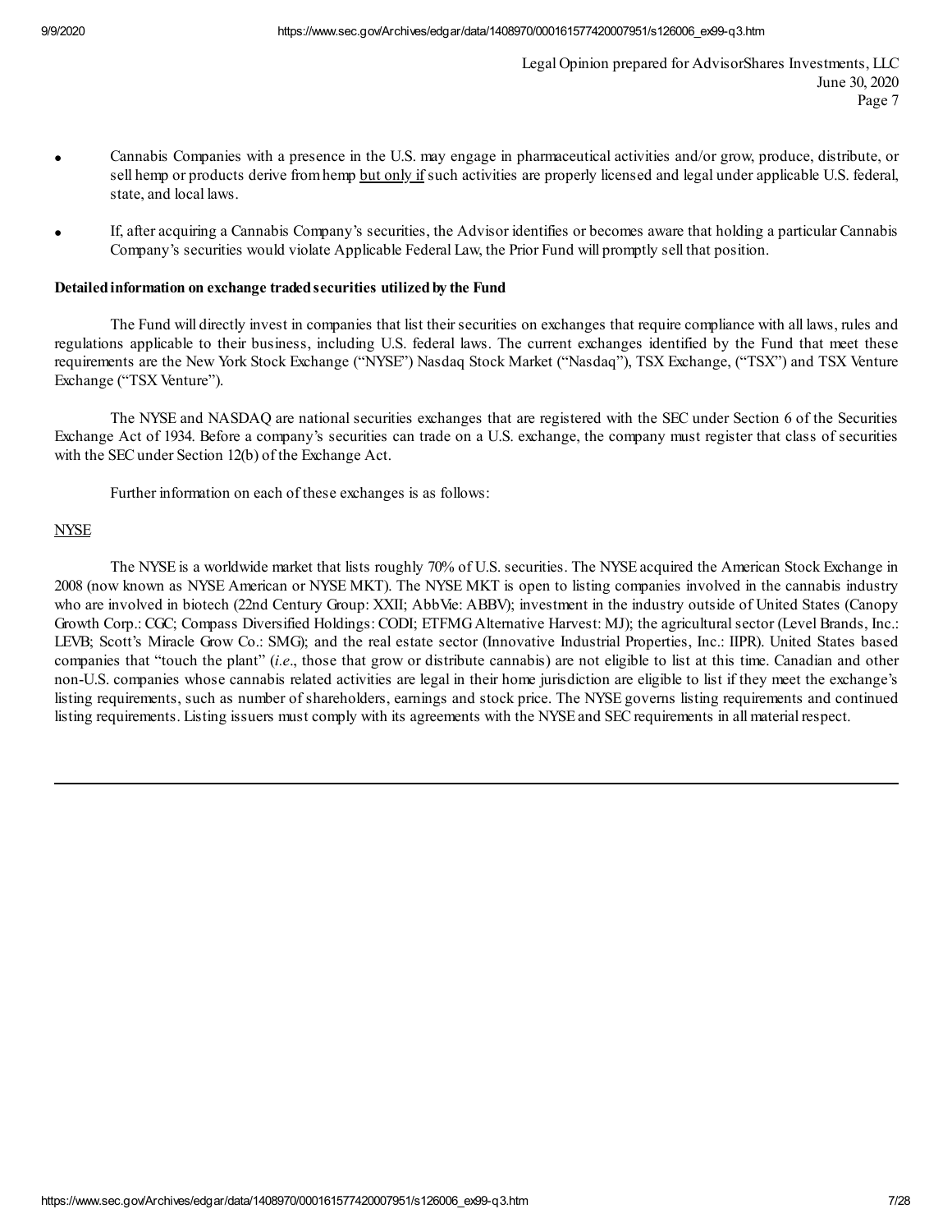- Cannabis Companies with a presence in the U.S. may engage in pharmaceutical activities and/or grow, produce, distribute, or sell hemp or products derive from hemp <u>but only if</u> such activities are properly licensed and legal under applicable U.S. federal, state, and local laws.
- If, after acquiring a Cannabis Company's securities, the Advisor identifies or becomes aware that holding a particular Cannabis Company's securities would violate Applicable Federal Law, the Prior Fund will promptly sell that position.

**Detailed information on exchange traded securities utilized by the Fund**

The Fund will directly invest in companies that list their securities on exchanges that require compliance with all laws, rules and regulations applicable to their business, including U.S. federal laws. The current exchanges identified by the Fund that meet these requirements are the New York Stock Exchange ("NYSE") Nasdaq Stock Market ("Nasdaq"), TSX Exchange, ("TSX") and TSX Venture Exchange ("TSX Venture").

The NYSE and NASDAQ are national securities exchanges that are registered with the SEC under Section 6 of the Securities Exchange Act of 1934. Before a company's securities can trade on a U.S. exchange, the company must register that class of securities with the SEC under Section 12(b) of the Exchange Act.

Further information on each of these exchanges is as follows:

<u>NYSE</u>

The NYSE is a worldwide market that lists roughly 70% of U.S. securities. The NYSE acquired the American Stock Exchange in 2008 (now known as NYSE American or NYSE MKT). The NYSE MKT is open to listing companies involved in the cannabis industry who are involved in biotech (22nd Century Group: XXII; AbbVie: ABBV); investment in the industry outside of United States (Canopy Growth Corp.: CGC; Compass Diversified Holdings: CODI; ETFMG Alternative Harvest: MJ); the agricultural sector (Level Brands, Inc.: LEVB; Scott's Miracle Grow Co.: SMG); and the real estate sector (Innovative Industrial Properties, Inc.: IIPR). United States based companies that "touch the plant" (*i.e*., those that grow or distribute cannabis) are not eligible to list at this time. Canadian and other non-U.S. companies whose cannabis related activities are legal in their home jurisdiction are eligible to list if they meet the exchange's listing requirements, such as number of shareholders, earnings and stock price. The NYSE governs listing requirements and continued listing requirements. Listing issuers must comply with its agreements with the NYSE and SEC requirements in all material respect.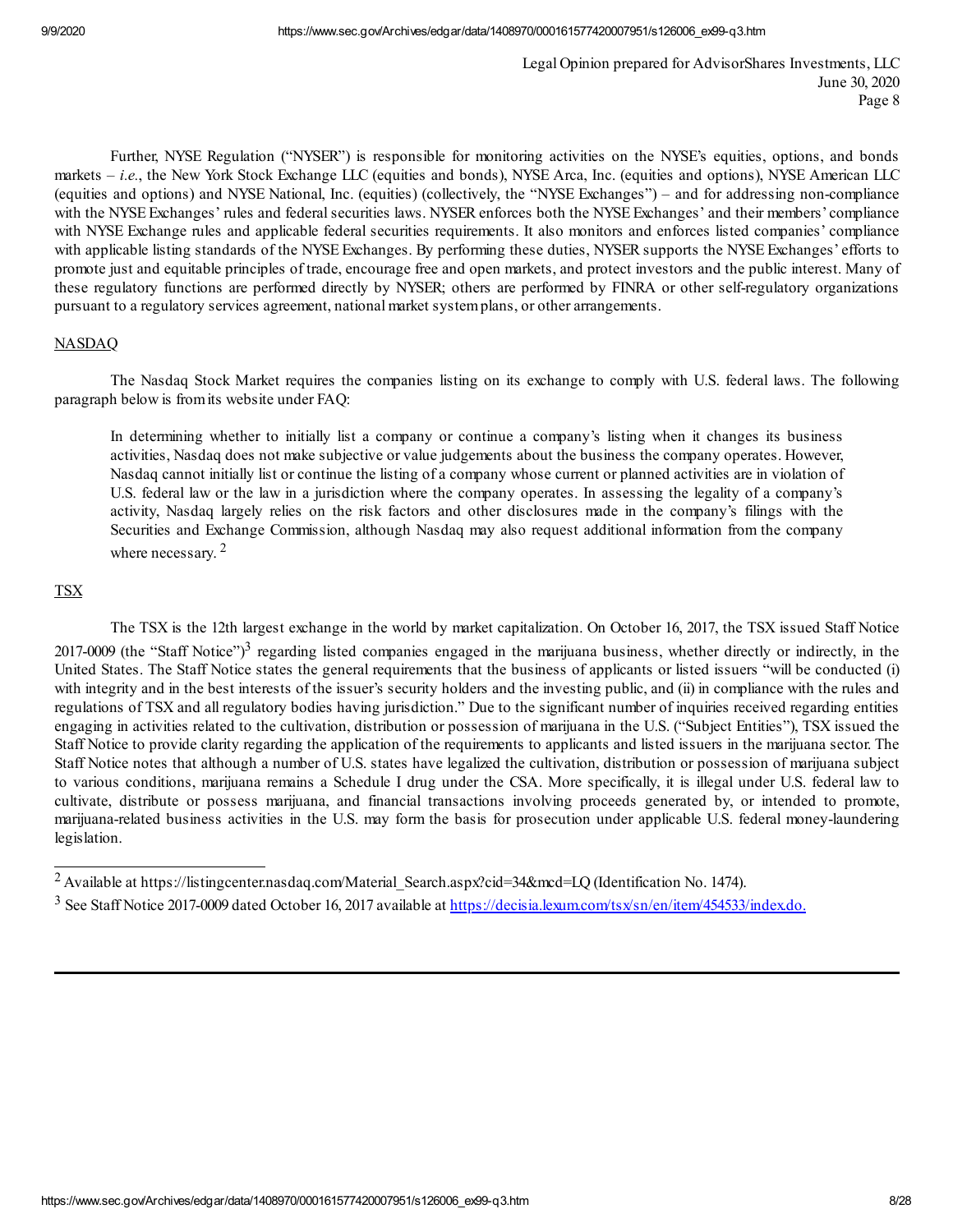Further, NYSE Regulation ("NYSER") is responsible for monitoring activities on the NYSE's equities, options, and bonds markets – *i.e.*, the New York Stock Exchange LLC (equities and bonds), NYSE Arca, Inc. (equities and options), NYSE American LLC (equities and options) and NYSE National, Inc. (equities) (collectively, the "NYSE Exchanges") – and for addressing non-compliance with the NYSE Exchanges' rules and federal securities laws. NYSER enforces both the NYSE Exchanges' and their members' compliance with NYSE Exchange rules and applicable federal securities requirements. It also monitors and enforces listed companies' compliance with applicable listing standards of the NYSE Exchanges. By performing these duties, NYSER supports the NYSE Exchanges' efforts to promote just and equitable principles of trade, encourage free and open markets, and protect investors and the public interest. Many of these regulatory functions are performed directly by NYSER; others are performed by FINRA or other self-regulatory organizations pursuant to a regulatory services agreement, national market system plans, or other arrangements.

NASDAQ

The Nasdaq Stock Market requires the companies listing on its exchange to comply with U.S. federal laws. The following paragraph below is from its website under FAQ:

> In determining whether to initially list a company or continue a company's listing when it changes its business activities, Nasdaq does not make subjective or value judgements about the business the company operates. However, Nasdaq cannot initially list or continue the listing of a company whose current or planned activities are in violation of U.S. federal law or the law in a jurisdiction where the company operates. In assessing the legality of a company's activity, Nasdaq largely relies on the risk factors and other disclosures made in the company's filings with the Securities and Exchange Commission, although Nasdaq may also request additional information from the company where necessary. [2]

TSX

The TSX is the 12th largest exchange in the world by market capitalization. On October 16, 2017, the TSX issued Staff Notice 2017-0009 (the "Staff Notice")[3] regarding listed companies engaged in the marijuana business, whether directly or indirectly, in the United States. The Staff Notice states the general requirements that the business of applicants or listed issuers "will be conducted (i) with integrity and in the best interests of the issuer's security holders and the investing public, and (ii) in compliance with the rules and regulations of TSX and all regulatory bodies having jurisdiction." Due to the significant number of inquiries received regarding entities engaging in activities related to the cultivation, distribution or possession of marijuana in the U.S. ("Subject Entities"), TSX issued the Staff Notice to provide clarity regarding the application of the requirements to applicants and listed issuers in the marijuana sector. The Staff Notice notes that although a number of U.S. states have legalized the cultivation, distribution or possession of marijuana subject to various conditions, marijuana remains a Schedule I drug under the CSA. More specifically, it is illegal under U.S. federal law to cultivate, distribute or possess marijuana, and financial transactions involving proceeds generated by, or intended to promote, marijuana-related business activities in the U.S. may form the basis for prosecution under applicable U.S. federal money-laundering legislation.

---

[2] Available at https://listingcenter.nasdaq.com/Material_Search.aspx?cid=34&mcd=LQ (Identification No. 1474).

[3] See Staff Notice 2017-0009 dated October 16, 2017 available at https://decisia.lexum.com/tsx/sn/en/item/454533/index.do.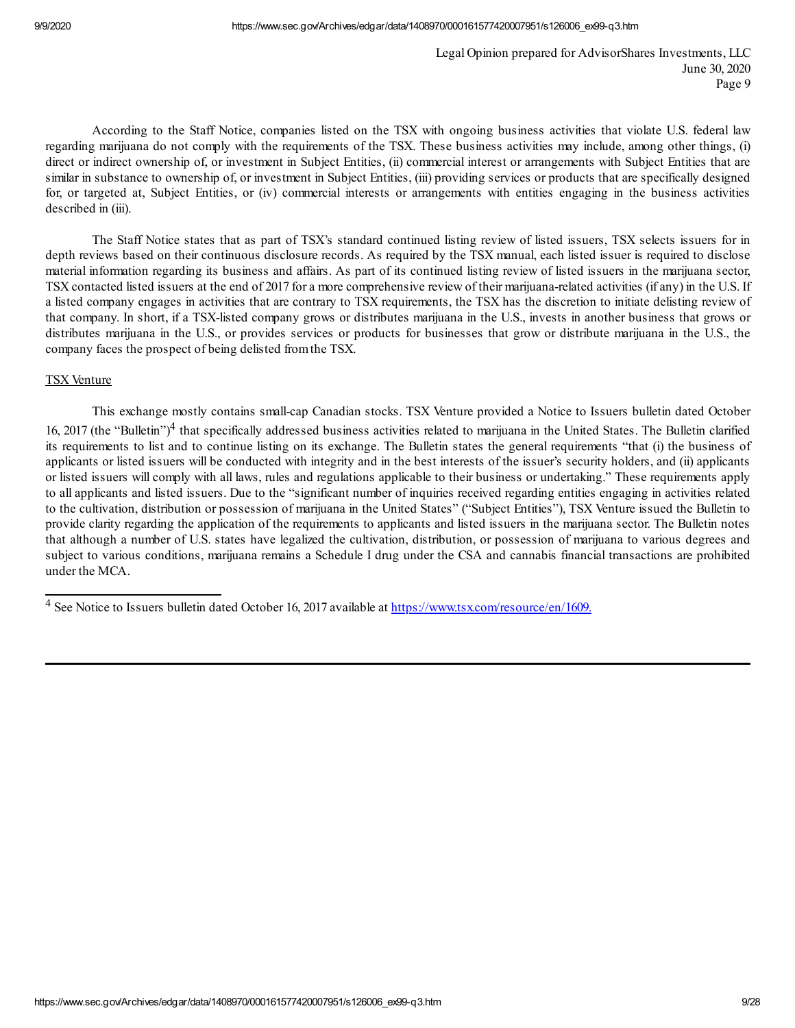According to the Staff Notice, companies listed on the TSX with ongoing business activities that violate U.S. federal law regarding marijuana do not comply with the requirements of the TSX. These business activities may include, among other things, (i) direct or indirect ownership of, or investment in Subject Entities, (ii) commercial interest or arrangements with Subject Entities that are similar in substance to ownership of, or investment in Subject Entities, (iii) providing services or products that are specifically designed for, or targeted at, Subject Entities, or (iv) commercial interests or arrangements with entities engaging in the business activities described in (iii).

The Staff Notice states that as part of TSX's standard continued listing review of listed issuers, TSX selects issuers for in depth reviews based on their continuous disclosure records. As required by the TSX manual, each listed issuer is required to disclose material information regarding its business and affairs. As part of its continued listing review of listed issuers in the marijuana sector, TSX contacted listed issuers at the end of 2017 for a more comprehensive review of their marijuana-related activities (if any) in the U.S. If a listed company engages in activities that are contrary to TSX requirements, the TSX has the discretion to initiate delisting review of that company. In short, if a TSX-listed company grows or distributes marijuana in the U.S., invests in another business that grows or distributes marijuana in the U.S., or provides services or products for businesses that grow or distribute marijuana in the U.S., the company faces the prospect of being delisted from the TSX.

<u>TSX Venture</u>

This exchange mostly contains small-cap Canadian stocks. TSX Venture provided a Notice to Issuers bulletin dated October 16, 2017 (the "Bulletin")[4] that specifically addressed business activities related to marijuana in the United States. The Bulletin clarified its requirements to list and to continue listing on its exchange. The Bulletin states the general requirements "that (i) the business of applicants or listed issuers will be conducted with integrity and in the best interests of the issuer's security holders, and (ii) applicants or listed issuers will comply with all laws, rules and regulations applicable to their business or undertaking." These requirements apply to all applicants and listed issuers. Due to the "significant number of inquiries received regarding entities engaging in activities related to the cultivation, distribution or possession of marijuana in the United States" ("Subject Entities"), TSX Venture issued the Bulletin to provide clarity regarding the application of the requirements to applicants and listed issuers in the marijuana sector. The Bulletin notes that although a number of U.S. states have legalized the cultivation, distribution, or possession of marijuana to various degrees and subject to various conditions, marijuana remains a Schedule I drug under the CSA and cannabis financial transactions are prohibited under the MCA.

---

[4] See Notice to Issuers bulletin dated October 16, 2017 available at [https://www.tsx.com/resource/en/1609.](https://www.tsx.com/resource/en/1609)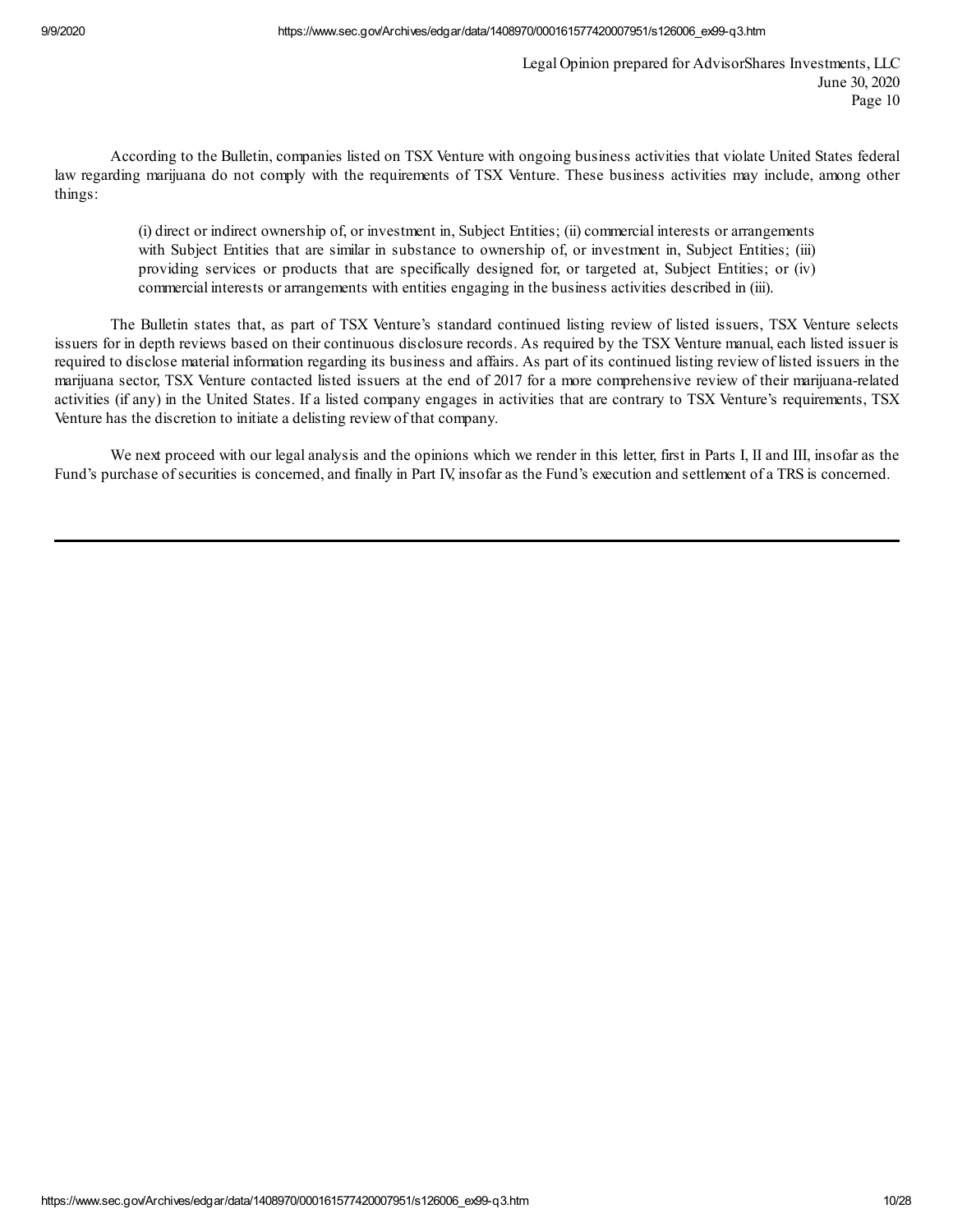According to the Bulletin, companies listed on TSX Venture with ongoing business activities that violate United States federal law regarding marijuana do not comply with the requirements of TSX Venture. These business activities may include, among other things:

> (i) direct or indirect ownership of, or investment in, Subject Entities; (ii) commercial interests or arrangements with Subject Entities that are similar in substance to ownership of, or investment in, Subject Entities; (iii) providing services or products that are specifically designed for, or targeted at, Subject Entities; or (iv) commercial interests or arrangements with entities engaging in the business activities described in (iii).

The Bulletin states that, as part of TSX Venture's standard continued listing review of listed issuers, TSX Venture selects issuers for in depth reviews based on their continuous disclosure records. As required by the TSX Venture manual, each listed issuer is required to disclose material information regarding its business and affairs. As part of its continued listing review of listed issuers in the marijuana sector, TSX Venture contacted listed issuers at the end of 2017 for a more comprehensive review of their marijuana-related activities (if any) in the United States. If a listed company engages in activities that are contrary to TSX Venture's requirements, TSX Venture has the discretion to initiate a delisting review of that company.

We next proceed with our legal analysis and the opinions which we render in this letter, first in Parts I, II and III, insofar as the Fund's purchase of securities is concerned, and finally in Part IV, insofar as the Fund's execution and settlement of a TRS is concerned.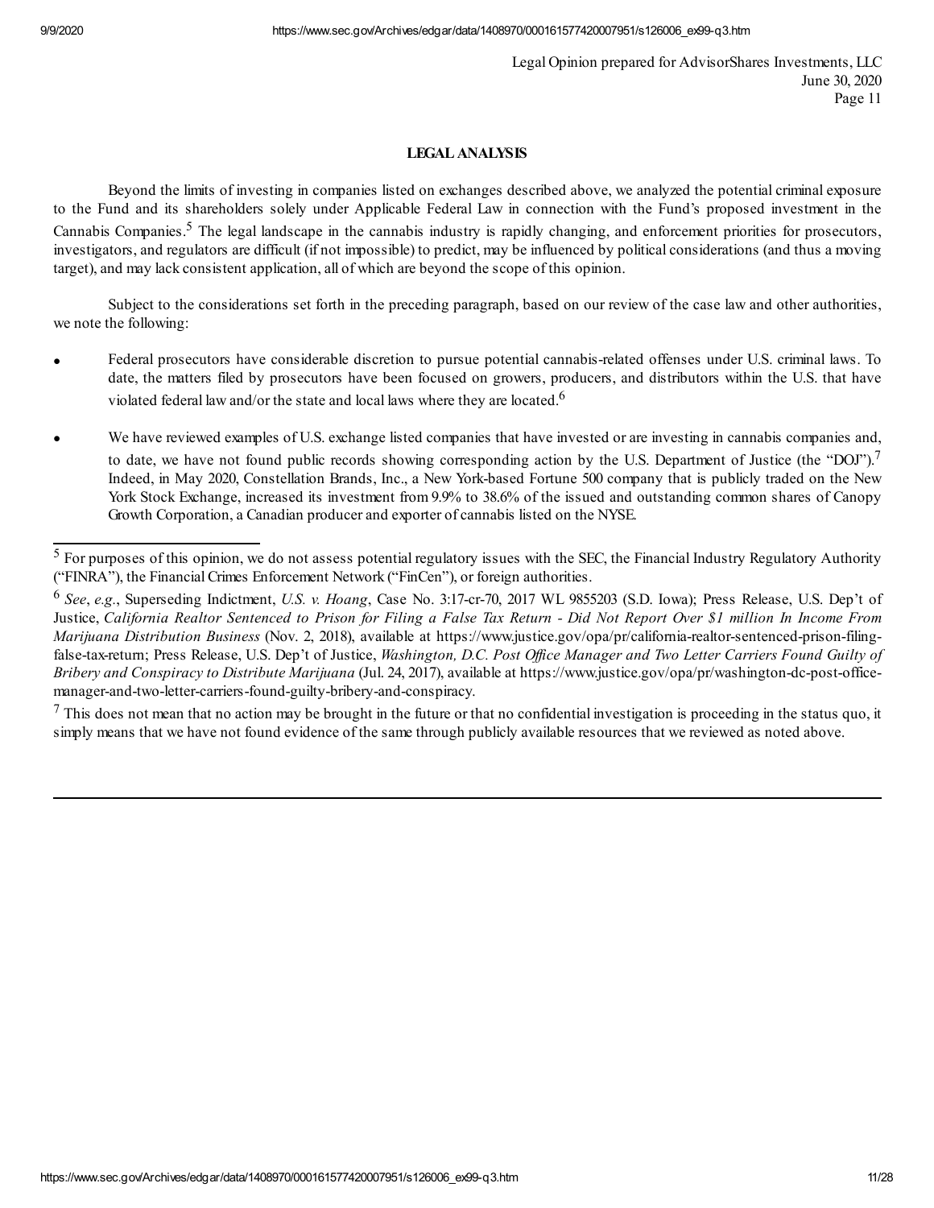Legal Opinion prepared for AdvisorShares Investments, LLC
June 30, 2020

## LEGAL ANALYSIS

Beyond the limits of investing in companies listed on exchanges described above, we analyzed the potential criminal exposure to the Fund and its shareholders solely under Applicable Federal Law in connection with the Fund's proposed investment in the Cannabis Companies.[5] The legal landscape in the cannabis industry is rapidly changing, and enforcement priorities for prosecutors, investigators, and regulators are difficult (if not impossible) to predict, may be influenced by political considerations (and thus a moving target), and may lack consistent application, all of which are beyond the scope of this opinion.

Subject to the considerations set forth in the preceding paragraph, based on our review of the case law and other authorities, we note the following:

- Federal prosecutors have considerable discretion to pursue potential cannabis-related offenses under U.S. criminal laws. To date, the matters filed by prosecutors have been focused on growers, producers, and distributors within the U.S. that have violated federal law and/or the state and local laws where they are located.[6]
- We have reviewed examples of U.S. exchange listed companies that have invested or are investing in cannabis companies and, to date, we have not found public records showing corresponding action by the U.S. Department of Justice (the "DOJ").[7] Indeed, in May 2020, Constellation Brands, Inc., a New York-based Fortune 500 company that is publicly traded on the New York Stock Exchange, increased its investment from 9.9% to 38.6% of the issued and outstanding common shares of Canopy Growth Corporation, a Canadian producer and exporter of cannabis listed on the NYSE.

---

[5] For purposes of this opinion, we do not assess potential regulatory issues with the SEC, the Financial Industry Regulatory Authority ("FINRA"), the Financial Crimes Enforcement Network ("FinCen"), or foreign authorities.

[6] *See*, *e.g.*, Superseding Indictment, *U.S. v. Hoang*, Case No. 3:17-cr-70, 2017 WL 9855203 (S.D. Iowa); Press Release, U.S. Dep't of Justice, *California Realtor Sentenced to Prison for Filing a False Tax Return - Did Not Report Over $1 million In Income From Marijuana Distribution Business* (Nov. 2, 2018), available at https://www.justice.gov/opa/pr/california-realtor-sentenced-prison-filing-false-tax-return; Press Release, U.S. Dep't of Justice, *Washington, D.C. Post Office Manager and Two Letter Carriers Found Guilty of Bribery and Conspiracy to Distribute Marijuana* (Jul. 24, 2017), available at https://www.justice.gov/opa/pr/washington-dc-post-office-manager-and-two-letter-carriers-found-guilty-bribery-and-conspiracy.

[7] This does not mean that no action may be brought in the future or that no confidential investigation is proceeding in the status quo, it simply means that we have not found evidence of the same through publicly available resources that we reviewed as noted above.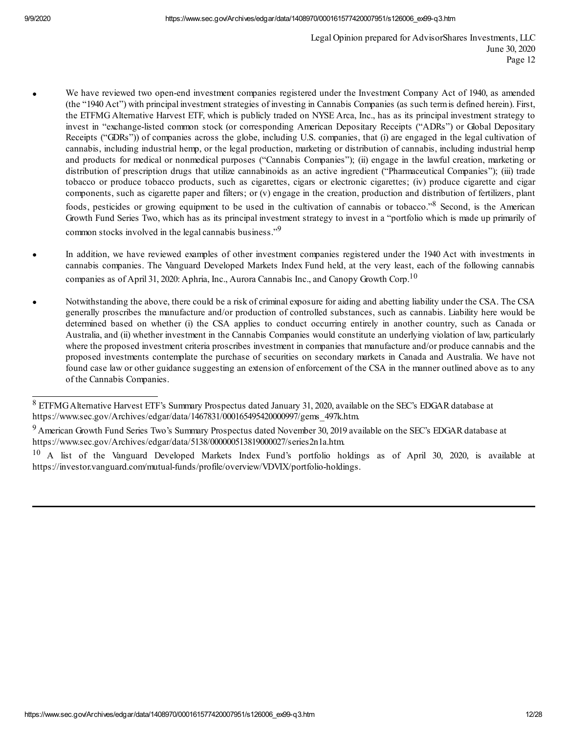- We have reviewed two open-end investment companies registered under the Investment Company Act of 1940, as amended (the "1940 Act") with principal investment strategies of investing in Cannabis Companies (as such term is defined herein). First, the ETFMG Alternative Harvest ETF, which is publicly traded on NYSE Arca, Inc., has as its principal investment strategy to invest in "exchange-listed common stock (or corresponding American Depositary Receipts ("ADRs") or Global Depositary Receipts ("GDRs")) of companies across the globe, including U.S. companies, that (i) are engaged in the legal cultivation of cannabis, including industrial hemp, or the legal production, marketing or distribution of cannabis, including industrial hemp and products for medical or nonmedical purposes ("Cannabis Companies"); (ii) engage in the lawful creation, marketing or distribution of prescription drugs that utilize cannabinoids as an active ingredient ("Pharmaceutical Companies"); (iii) trade tobacco or produce tobacco products, such as cigarettes, cigars or electronic cigarettes; (iv) produce cigarette and cigar components, such as cigarette paper and filters; or (v) engage in the creation, production and distribution of fertilizers, plant foods, pesticides or growing equipment to be used in the cultivation of cannabis or tobacco."[8] Second, is the American Growth Fund Series Two, which has as its principal investment strategy to invest in a "portfolio which is made up primarily of common stocks involved in the legal cannabis business."[9]

- In addition, we have reviewed examples of other investment companies registered under the 1940 Act with investments in cannabis companies. The Vanguard Developed Markets Index Fund held, at the very least, each of the following cannabis companies as of April 31, 2020: Aphria, Inc., Aurora Cannabis Inc., and Canopy Growth Corp.[10]

- Notwithstanding the above, there could be a risk of criminal exposure for aiding and abetting liability under the CSA. The CSA generally proscribes the manufacture and/or production of controlled substances, such as cannabis. Liability here would be determined based on whether (i) the CSA applies to conduct occurring entirely in another country, such as Canada or Australia, and (ii) whether investment in the Cannabis Companies would constitute an underlying violation of law, particularly where the proposed investment criteria proscribes investment in companies that manufacture and/or produce cannabis and the proposed investments contemplate the purchase of securities on secondary markets in Canada and Australia. We have not found case law or other guidance suggesting an extension of enforcement of the CSA in the manner outlined above as to any of the Cannabis Companies.

---

[8] ETFMG Alternative Harvest ETF's Summary Prospectus dated January 31, 2020, available on the SEC's EDGAR database at https://www.sec.gov/Archives/edgar/data/1467831/000165495420000997/gems_497k.htm.

[9] American Growth Fund Series Two's Summary Prospectus dated November 30, 2019 available on the SEC's EDGAR database at https://www.sec.gov/Archives/edgar/data/5138/000000513819000027/series2n1a.htm.

[10] A list of the Vanguard Developed Markets Index Fund's portfolio holdings as of April 30, 2020, is available at https://investor.vanguard.com/mutual-funds/profile/overview/VDVIX/portfolio-holdings.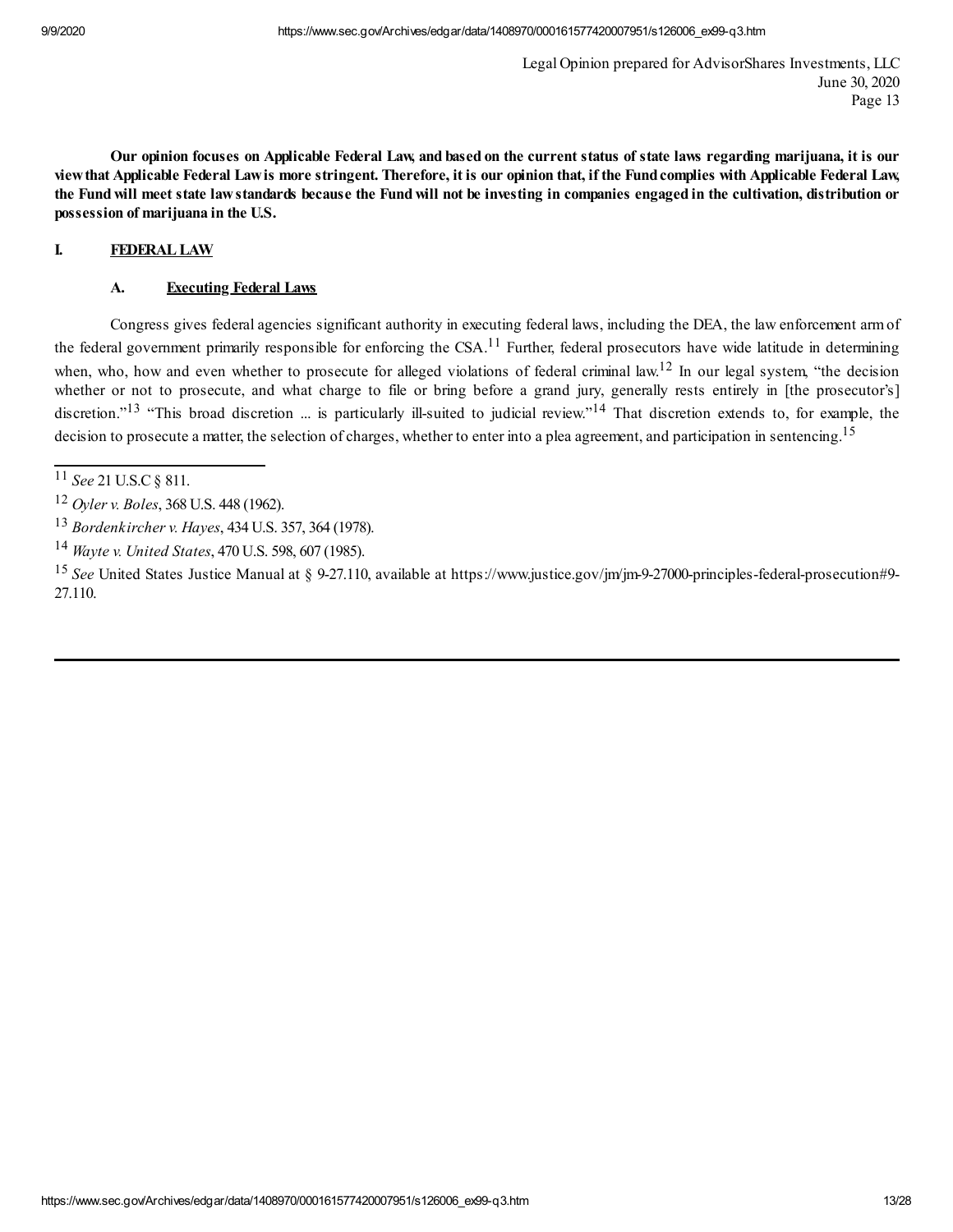**Our opinion focuses on Applicable Federal Law, and based on the current status of state laws regarding marijuana, it is our view that Applicable Federal Law is more stringent. Therefore, it is our opinion that, if the Fund complies with Applicable Federal Law, the Fund will meet state law standards because the Fund will not be investing in companies engaged in the cultivation, distribution or possession of marijuana in the U.S.**

## I. <u>FEDERAL LAW</u>

### A. <u>Executing Federal Laws</u>

Congress gives federal agencies significant authority in executing federal laws, including the DEA, the law enforcement arm of the federal government primarily responsible for enforcing the CSA.[11] Further, federal prosecutors have wide latitude in determining when, who, how and even whether to prosecute for alleged violations of federal criminal law.[12] In our legal system, "the decision whether or not to prosecute, and what charge to file or bring before a grand jury, generally rests entirely in [the prosecutor's] discretion."[13] "This broad discretion ... is particularly ill-suited to judicial review."[14] That discretion extends to, for example, the decision to prosecute a matter, the selection of charges, whether to enter into a plea agreement, and participation in sentencing.[15]

---

[11] *See* 21 U.S.C § 811.

[12] *Oyler v. Boles*, 368 U.S. 448 (1962).

[13] *Bordenkircher v. Hayes*, 434 U.S. 357, 364 (1978).

[14] *Wayte v. United States*, 470 U.S. 598, 607 (1985).

[15] *See* United States Justice Manual at § 9-27.110, available at https://www.justice.gov/jm/jm-9-27000-principles-federal-prosecution#9-27.110.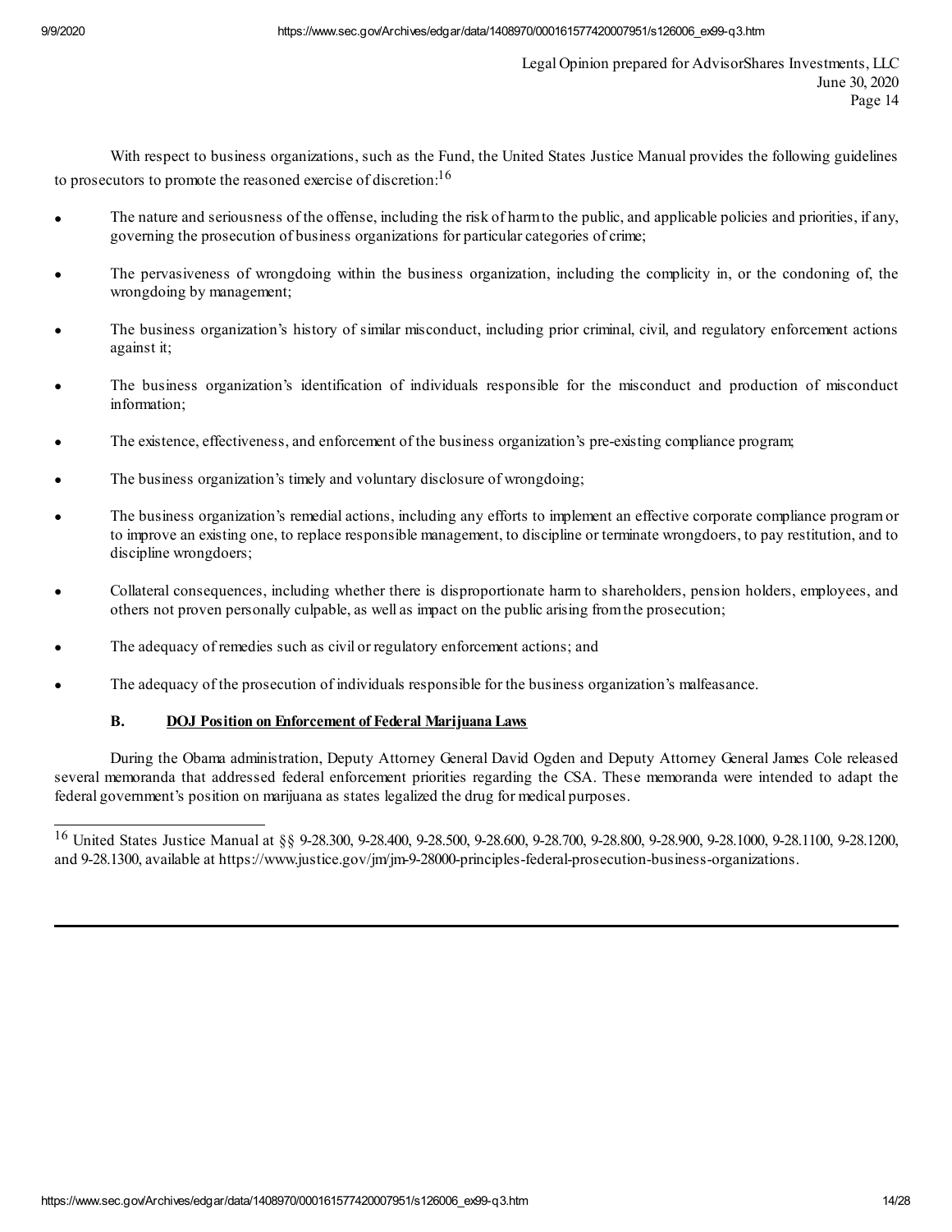With respect to business organizations, such as the Fund, the United States Justice Manual provides the following guidelines to prosecutors to promote the reasoned exercise of discretion:[16]

- The nature and seriousness of the offense, including the risk of harm to the public, and applicable policies and priorities, if any, governing the prosecution of business organizations for particular categories of crime;
- The pervasiveness of wrongdoing within the business organization, including the complicity in, or the condoning of, the wrongdoing by management;
- The business organization's history of similar misconduct, including prior criminal, civil, and regulatory enforcement actions against it;
- The business organization's identification of individuals responsible for the misconduct and production of misconduct information;
- The existence, effectiveness, and enforcement of the business organization's pre-existing compliance program;
- The business organization's timely and voluntary disclosure of wrongdoing;
- The business organization's remedial actions, including any efforts to implement an effective corporate compliance program or to improve an existing one, to replace responsible management, to discipline or terminate wrongdoers, to pay restitution, and to discipline wrongdoers;
- Collateral consequences, including whether there is disproportionate harm to shareholders, pension holders, employees, and others not proven personally culpable, as well as impact on the public arising from the prosecution;
- The adequacy of remedies such as civil or regulatory enforcement actions; and
- The adequacy of the prosecution of individuals responsible for the business organization's malfeasance.

### B. DOJ Position on Enforcement of Federal Marijuana Laws

During the Obama administration, Deputy Attorney General David Ogden and Deputy Attorney General James Cole released several memoranda that addressed federal enforcement priorities regarding the CSA. These memoranda were intended to adapt the federal government's position on marijuana as states legalized the drug for medical purposes.

---

[16] United States Justice Manual at §§ 9-28.300, 9-28.400, 9-28.500, 9-28.600, 9-28.700, 9-28.800, 9-28.900, 9-28.1000, 9-28.1100, 9-28.1200, and 9-28.1300, available at https://www.justice.gov/jm/jm-9-28000-principles-federal-prosecution-business-organizations.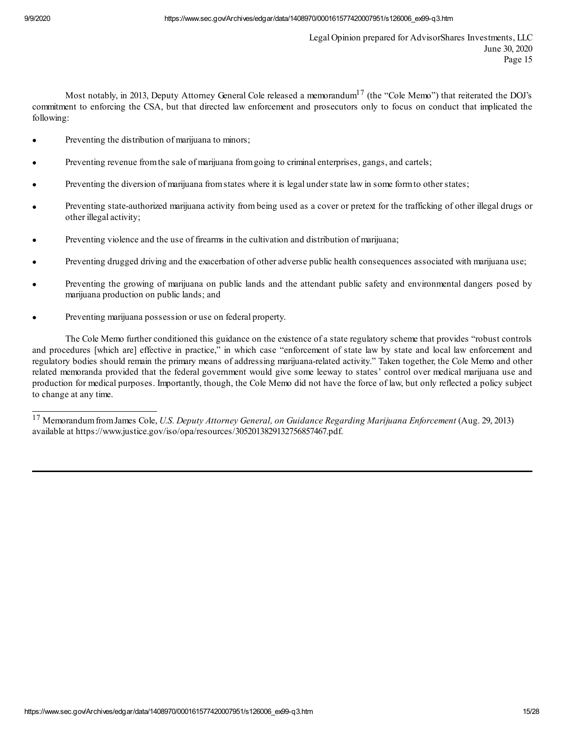Most notably, in 2013, Deputy Attorney General Cole released a memorandum[17] (the "Cole Memo") that reiterated the DOJ's commitment to enforcing the CSA, but that directed law enforcement and prosecutors only to focus on conduct that implicated the following:

- Preventing the distribution of marijuana to minors;
- Preventing revenue from the sale of marijuana from going to criminal enterprises, gangs, and cartels;
- Preventing the diversion of marijuana from states where it is legal under state law in some form to other states;
- Preventing state-authorized marijuana activity from being used as a cover or pretext for the trafficking of other illegal drugs or other illegal activity;
- Preventing violence and the use of firearms in the cultivation and distribution of marijuana;
- Preventing drugged driving and the exacerbation of other adverse public health consequences associated with marijuana use;
- Preventing the growing of marijuana on public lands and the attendant public safety and environmental dangers posed by marijuana production on public lands; and
- Preventing marijuana possession or use on federal property.

The Cole Memo further conditioned this guidance on the existence of a state regulatory scheme that provides "robust controls and procedures [which are] effective in practice," in which case "enforcement of state law by state and local law enforcement and regulatory bodies should remain the primary means of addressing marijuana-related activity." Taken together, the Cole Memo and other related memoranda provided that the federal government would give some leeway to states' control over medical marijuana use and production for medical purposes. Importantly, though, the Cole Memo did not have the force of law, but only reflected a policy subject to change at any time.

---

[17] Memorandum from James Cole, *U.S. Deputy Attorney General, on Guidance Regarding Marijuana Enforcement* (Aug. 29, 2013) available at https://www.justice.gov/iso/opa/resources/3052013829132756857467.pdf.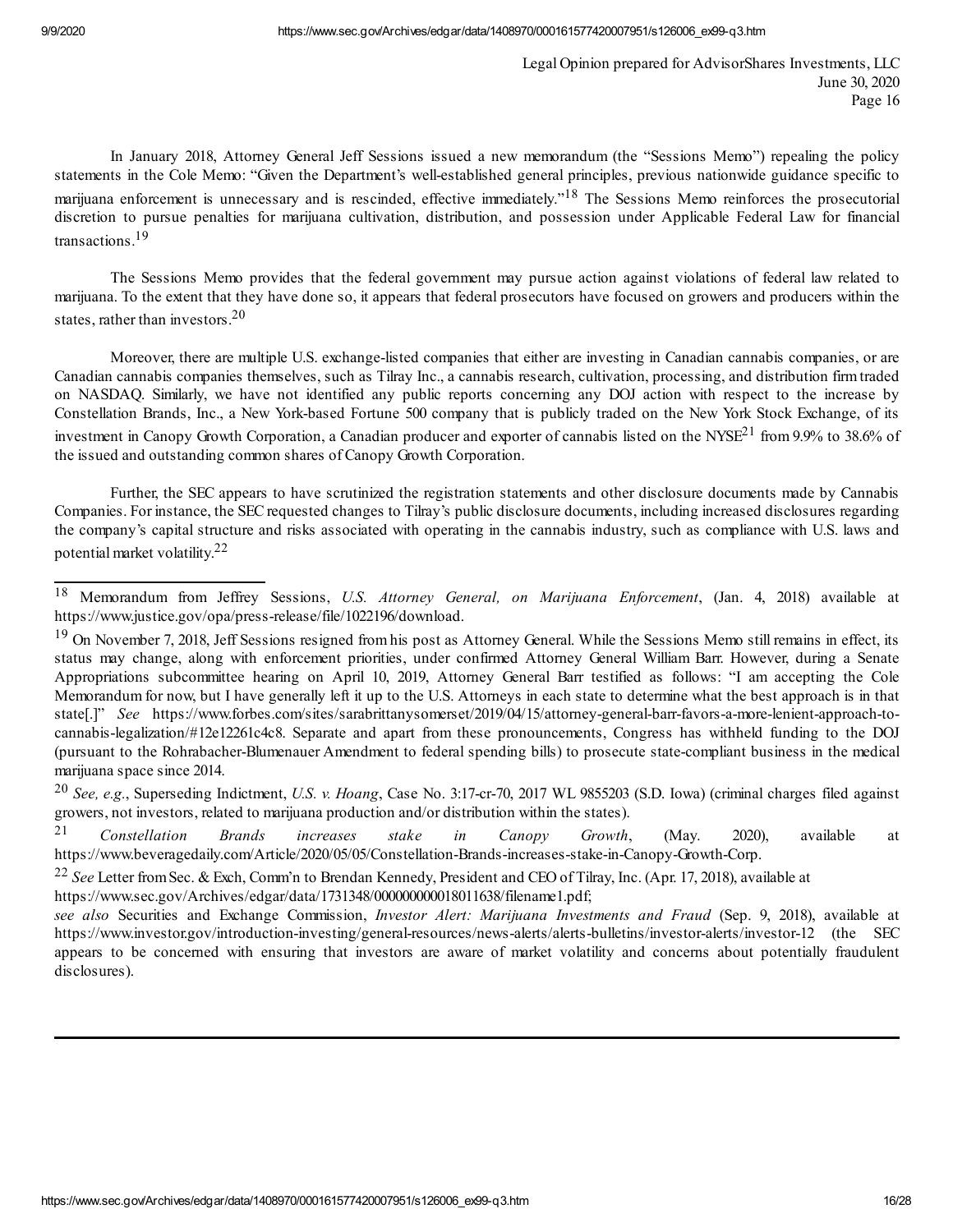In January 2018, Attorney General Jeff Sessions issued a new memorandum (the "Sessions Memo") repealing the policy statements in the Cole Memo: "Given the Department's well-established general principles, previous nationwide guidance specific to marijuana enforcement is unnecessary and is rescinded, effective immediately."[18] The Sessions Memo reinforces the prosecutorial discretion to pursue penalties for marijuana cultivation, distribution, and possession under Applicable Federal Law for financial transactions.[19]

The Sessions Memo provides that the federal government may pursue action against violations of federal law related to marijuana. To the extent that they have done so, it appears that federal prosecutors have focused on growers and producers within the states, rather than investors.[20]

Moreover, there are multiple U.S. exchange-listed companies that either are investing in Canadian cannabis companies, or are Canadian cannabis companies themselves, such as Tilray Inc., a cannabis research, cultivation, processing, and distribution firm traded on NASDAQ. Similarly, we have not identified any public reports concerning any DOJ action with respect to the increase by Constellation Brands, Inc., a New York-based Fortune 500 company that is publicly traded on the New York Stock Exchange, of its investment in Canopy Growth Corporation, a Canadian producer and exporter of cannabis listed on the NYSE[21] from 9.9% to 38.6% of the issued and outstanding common shares of Canopy Growth Corporation.

Further, the SEC appears to have scrutinized the registration statements and other disclosure documents made by Cannabis Companies. For instance, the SEC requested changes to Tilray's public disclosure documents, including increased disclosures regarding the company's capital structure and risks associated with operating in the cannabis industry, such as compliance with U.S. laws and potential market volatility.[22]

---

[18] Memorandum from Jeffrey Sessions, *U.S. Attorney General, on Marijuana Enforcement*, (Jan. 4, 2018) available at https://www.justice.gov/opa/press-release/file/1022196/download.

[19] On November 7, 2018, Jeff Sessions resigned from his post as Attorney General. While the Sessions Memo still remains in effect, its status may change, along with enforcement priorities, under confirmed Attorney General William Barr. However, during a Senate Appropriations subcommittee hearing on April 10, 2019, Attorney General Barr testified as follows: "I am accepting the Cole Memorandum for now, but I have generally left it up to the U.S. Attorneys in each state to determine what the best approach is in that state[.]" *See* https://www.forbes.com/sites/sarabrittanysomerset/2019/04/15/attorney-general-barr-favors-a-more-lenient-approach-to-cannabis-legalization/#12e12261c4c8. Separate and apart from these pronouncements, Congress has withheld funding to the DOJ (pursuant to the Rohrabacher-Blumenauer Amendment to federal spending bills) to prosecute state-compliant business in the medical marijuana space since 2014.

[20] *See, e.g.*, Superseding Indictment, *U.S. v. Hoang*, Case No. 3:17-cr-70, 2017 WL 9855203 (S.D. Iowa) (criminal charges filed against growers, not investors, related to marijuana production and/or distribution within the states).

[21] *Constellation Brands increases stake in Canopy Growth*, (May. 2020), available at https://www.beveragedaily.com/Article/2020/05/05/Constellation-Brands-increases-stake-in-Canopy-Growth-Corp.

[22] *See* Letter from Sec. & Exch, Comm'n to Brendan Kennedy, President and CEO of Tilray, Inc. (Apr. 17, 2018), available at https://www.sec.gov/Archives/edgar/data/1731348/000000000018011638/filename1.pdf; *see also* Securities and Exchange Commission, *Investor Alert: Marijuana Investments and Fraud* (Sep. 9, 2018), available at https://www.investor.gov/introduction-investing/general-resources/news-alerts/alerts-bulletins/investor-alerts/investor-12 (the SEC appears to be concerned with ensuring that investors are aware of market volatility and concerns about potentially fraudulent disclosures).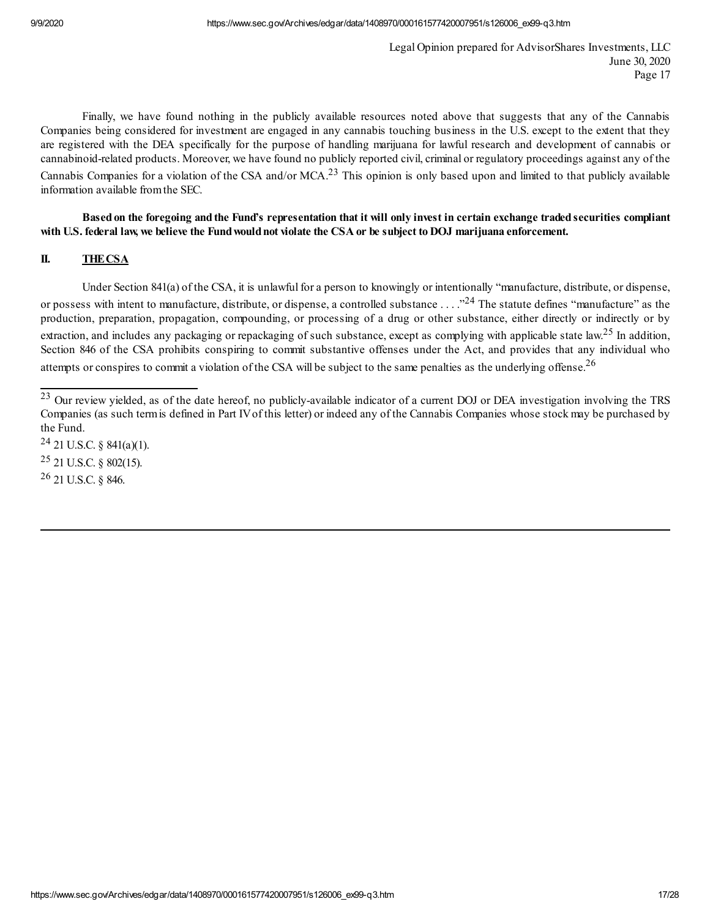Finally, we have found nothing in the publicly available resources noted above that suggests that any of the Cannabis Companies being considered for investment are engaged in any cannabis touching business in the U.S. except to the extent that they are registered with the DEA specifically for the purpose of handling marijuana for lawful research and development of cannabis or cannabinoid-related products. Moreover, we have found no publicly reported civil, criminal or regulatory proceedings against any of the Cannabis Companies for a violation of the CSA and/or MCA.[23] This opinion is only based upon and limited to that publicly available information available from the SEC.

**Based on the foregoing and the Fund's representation that it will only invest in certain exchange traded securities compliant with U.S. federal law, we believe the Fund would not violate the CSA or be subject to DOJ marijuana enforcement.**

## II. THE CSA

Under Section 841(a) of the CSA, it is unlawful for a person to knowingly or intentionally "manufacture, distribute, or dispense, or possess with intent to manufacture, distribute, or dispense, a controlled substance . . . ."[24] The statute defines "manufacture" as the production, preparation, propagation, compounding, or processing of a drug or other substance, either directly or indirectly or by extraction, and includes any packaging or repackaging of such substance, except as complying with applicable state law.[25] In addition, Section 846 of the CSA prohibits conspiring to commit substantive offenses under the Act, and provides that any individual who attempts or conspires to commit a violation of the CSA will be subject to the same penalties as the underlying offense.[26]

---

[23] Our review yielded, as of the date hereof, no publicly-available indicator of a current DOJ or DEA investigation involving the TRS Companies (as such term is defined in Part IV of this letter) or indeed any of the Cannabis Companies whose stock may be purchased by the Fund.

[24] 21 U.S.C. § 841(a)(1).

[25] 21 U.S.C. § 802(15).

[26] 21 U.S.C. § 846.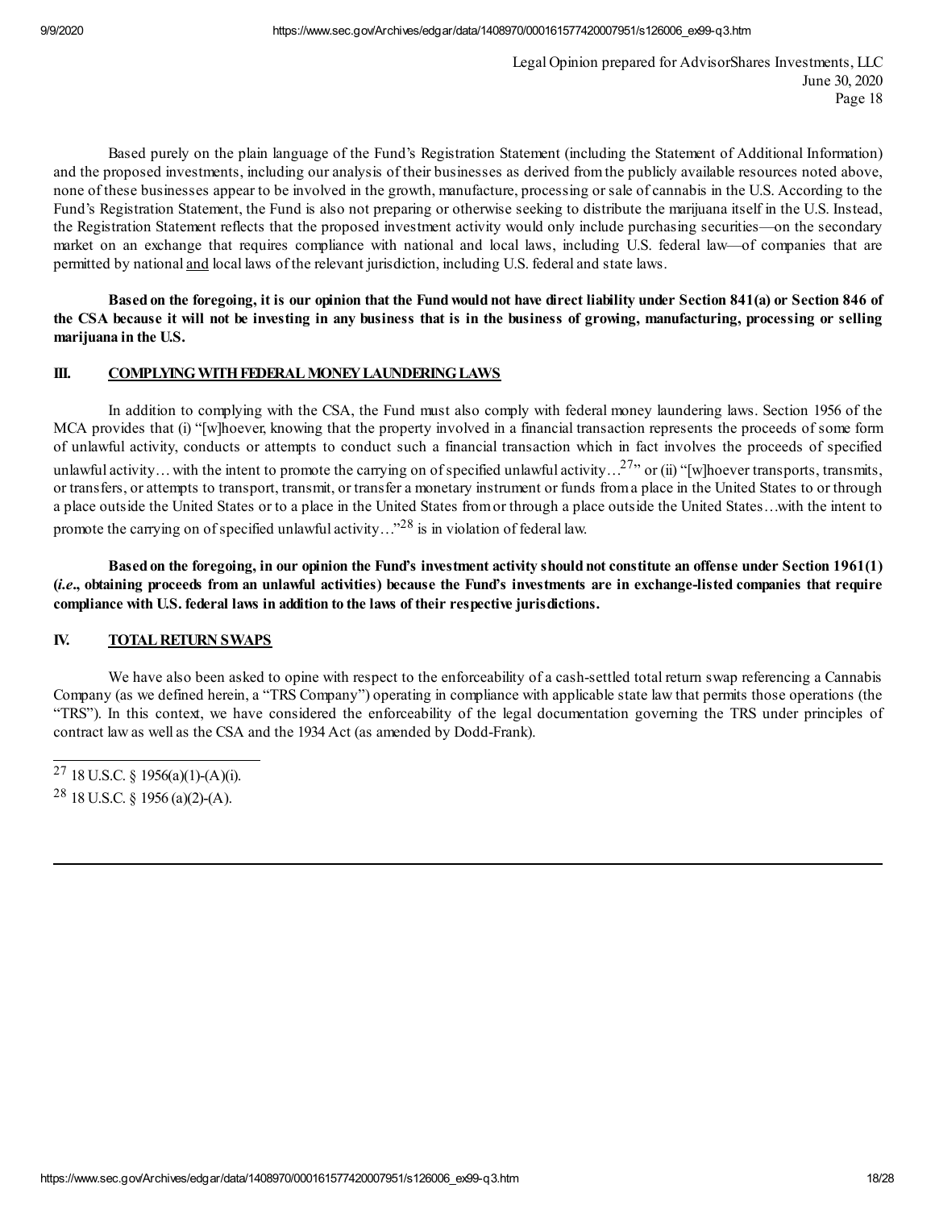Based purely on the plain language of the Fund's Registration Statement (including the Statement of Additional Information) and the proposed investments, including our analysis of their businesses as derived from the publicly available resources noted above, none of these businesses appear to be involved in the growth, manufacture, processing or sale of cannabis in the U.S. According to the Fund's Registration Statement, the Fund is also not preparing or otherwise seeking to distribute the marijuana itself in the U.S. Instead, the Registration Statement reflects that the proposed investment activity would only include purchasing securities—on the secondary market on an exchange that requires compliance with national and local laws, including U.S. federal law—of companies that are permitted by national and local laws of the relevant jurisdiction, including U.S. federal and state laws.

**Based on the foregoing, it is our opinion that the Fund would not have direct liability under Section 841(a) or Section 846 of the CSA because it will not be investing in any business that is in the business of growing, manufacturing, processing or selling marijuana in the U.S.**

## III. COMPLYING WITH FEDERAL MONEY LAUNDERING LAWS

In addition to complying with the CSA, the Fund must also comply with federal money laundering laws. Section 1956 of the MCA provides that (i) "[w]hoever, knowing that the property involved in a financial transaction represents the proceeds of some form of unlawful activity, conducts or attempts to conduct such a financial transaction which in fact involves the proceeds of specified unlawful activity… with the intent to promote the carrying on of specified unlawful activity…[27]" or (ii) "[w]hoever transports, transmits, or transfers, or attempts to transport, transmit, or transfer a monetary instrument or funds from a place in the United States to or through a place outside the United States or to a place in the United States from or through a place outside the United States…with the intent to promote the carrying on of specified unlawful activity…"[28] is in violation of federal law.

**Based on the foregoing, in our opinion the Fund's investment activity should not constitute an offense under Section 1961(1) (*i.e.*, obtaining proceeds from an unlawful activities) because the Fund's investments are in exchange-listed companies that require compliance with U.S. federal laws in addition to the laws of their respective jurisdictions.**

## IV. TOTAL RETURN SWAPS

We have also been asked to opine with respect to the enforceability of a cash-settled total return swap referencing a Cannabis Company (as we defined herein, a "TRS Company") operating in compliance with applicable state law that permits those operations (the "TRS"). In this context, we have considered the enforceability of the legal documentation governing the TRS under principles of contract law as well as the CSA and the 1934 Act (as amended by Dodd-Frank).

---

[27] 18 U.S.C. § 1956(a)(1)-(A)(i).

[28] 18 U.S.C. § 1956 (a)(2)-(A).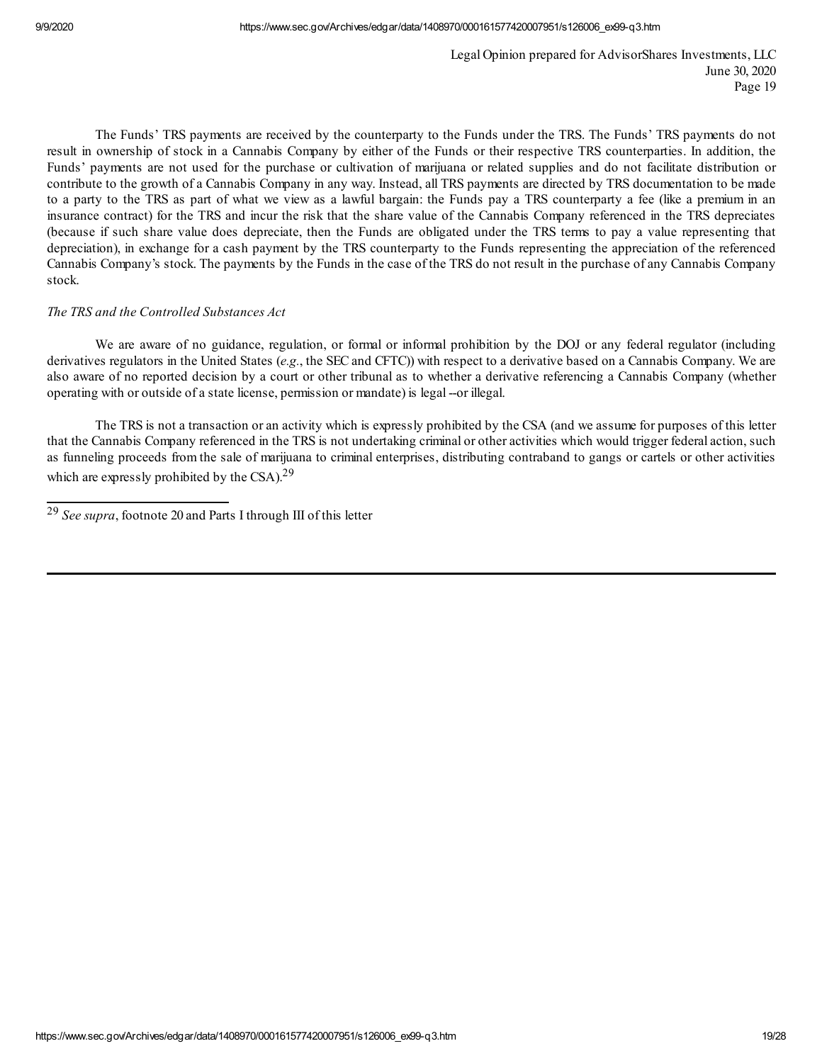The Funds' TRS payments are received by the counterparty to the Funds under the TRS. The Funds' TRS payments do not result in ownership of stock in a Cannabis Company by either of the Funds or their respective TRS counterparties. In addition, the Funds' payments are not used for the purchase or cultivation of marijuana or related supplies and do not facilitate distribution or contribute to the growth of a Cannabis Company in any way. Instead, all TRS payments are directed by TRS documentation to be made to a party to the TRS as part of what we view as a lawful bargain: the Funds pay a TRS counterparty a fee (like a premium in an insurance contract) for the TRS and incur the risk that the share value of the Cannabis Company referenced in the TRS depreciates (because if such share value does depreciate, then the Funds are obligated under the TRS terms to pay a value representing that depreciation), in exchange for a cash payment by the TRS counterparty to the Funds representing the appreciation of the referenced Cannabis Company's stock. The payments by the Funds in the case of the TRS do not result in the purchase of any Cannabis Company stock.

*The TRS and the Controlled Substances Act*

We are aware of no guidance, regulation, or formal or informal prohibition by the DOJ or any federal regulator (including derivatives regulators in the United States (*e.g.*, the SEC and CFTC)) with respect to a derivative based on a Cannabis Company. We are also aware of no reported decision by a court or other tribunal as to whether a derivative referencing a Cannabis Company (whether operating with or outside of a state license, permission or mandate) is legal --or illegal.

The TRS is not a transaction or an activity which is expressly prohibited by the CSA (and we assume for purposes of this letter that the Cannabis Company referenced in the TRS is not undertaking criminal or other activities which would trigger federal action, such as funneling proceeds from the sale of marijuana to criminal enterprises, distributing contraband to gangs or cartels or other activities which are expressly prohibited by the CSA).[29]

---

[29] *See supra*, footnote 20 and Parts I through III of this letter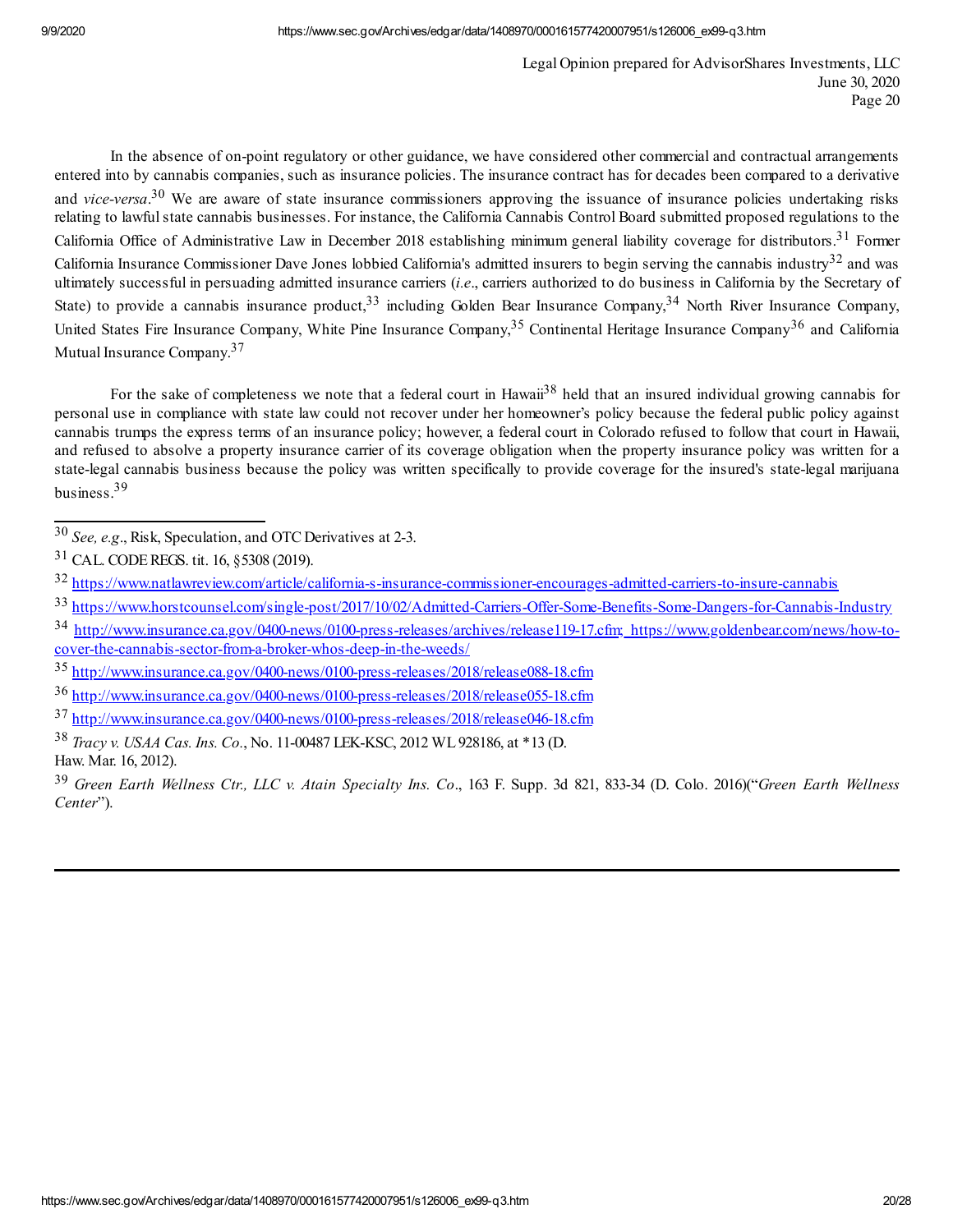In the absence of on-point regulatory or other guidance, we have considered other commercial and contractual arrangements entered into by cannabis companies, such as insurance policies. The insurance contract has for decades been compared to a derivative and *vice-versa*.[30] We are aware of state insurance commissioners approving the issuance of insurance policies undertaking risks relating to lawful state cannabis businesses. For instance, the California Cannabis Control Board submitted proposed regulations to the California Office of Administrative Law in December 2018 establishing minimum general liability coverage for distributors.[31] Former California Insurance Commissioner Dave Jones lobbied California's admitted insurers to begin serving the cannabis industry[32] and was ultimately successful in persuading admitted insurance carriers (*i.e*., carriers authorized to do business in California by the Secretary of State) to provide a cannabis insurance product,[33] including Golden Bear Insurance Company,[34] North River Insurance Company, United States Fire Insurance Company, White Pine Insurance Company,[35] Continental Heritage Insurance Company[36] and California Mutual Insurance Company.[37]

For the sake of completeness we note that a federal court in Hawaii[38] held that an insured individual growing cannabis for personal use in compliance with state law could not recover under her homeowner's policy because the federal public policy against cannabis trumps the express terms of an insurance policy; however, a federal court in Colorado refused to follow that court in Hawaii, and refused to absolve a property insurance carrier of its coverage obligation when the property insurance policy was written for a state-legal cannabis business because the policy was written specifically to provide coverage for the insured's state-legal marijuana business.[39]

---

[30] *See, e.g*., Risk, Speculation, and OTC Derivatives at 2-3.

[31] CAL. CODE REGS. tit. 16, §5308 (2019).

[32] https://www.natlawreview.com/article/california-s-insurance-commissioner-encourages-admitted-carriers-to-insure-cannabis

[33] https://www.horstcounsel.com/single-post/2017/10/02/Admitted-Carriers-Offer-Some-Benefits-Some-Dangers-for-Cannabis-Industry

[34] http://www.insurance.ca.gov/0400-news/0100-press-releases/archives/release119-17.cfm; https://www.goldenbear.com/news/how-to-cover-the-cannabis-sector-from-a-broker-whos-deep-in-the-weeds/

[35] http://www.insurance.ca.gov/0400-news/0100-press-releases/2018/release088-18.cfm

[36] http://www.insurance.ca.gov/0400-news/0100-press-releases/2018/release055-18.cfm

[37] http://www.insurance.ca.gov/0400-news/0100-press-releases/2018/release046-18.cfm

[38] *Tracy v. USAA Cas. Ins. Co.*, No. 11-00487 LEK-KSC, 2012 WL 928186, at *13 (D. Haw. Mar. 16, 2012).

[39] *Green Earth Wellness Ctr., LLC v. Atain Specialty Ins. Co*., 163 F. Supp. 3d 821, 833-34 (D. Colo. 2016)("*Green Earth Wellness Center*").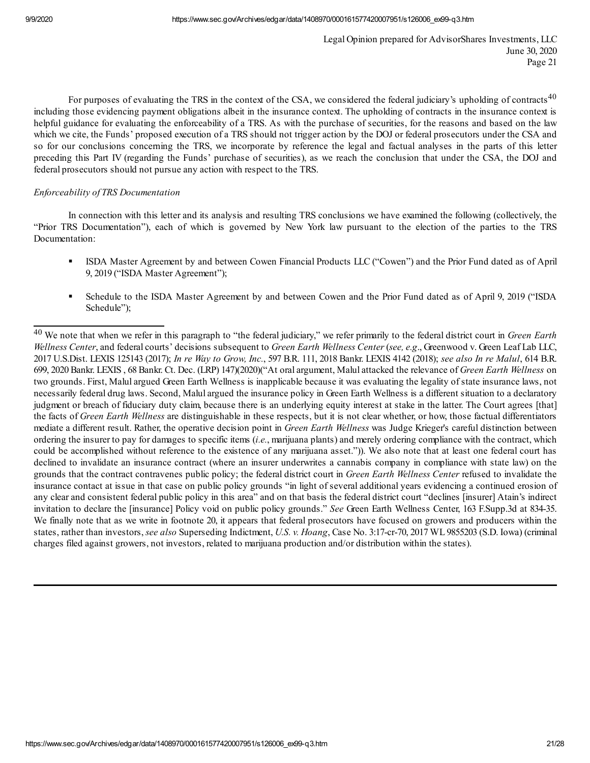For purposes of evaluating the TRS in the context of the CSA, we considered the federal judiciary's upholding of contracts[40] including those evidencing payment obligations albeit in the insurance context. The upholding of contracts in the insurance context is helpful guidance for evaluating the enforceability of a TRS. As with the purchase of securities, for the reasons and based on the law which we cite, the Funds' proposed execution of a TRS should not trigger action by the DOJ or federal prosecutors under the CSA and so for our conclusions concerning the TRS, we incorporate by reference the legal and factual analyses in the parts of this letter preceding this Part IV (regarding the Funds' purchase of securities), as we reach the conclusion that under the CSA, the DOJ and federal prosecutors should not pursue any action with respect to the TRS.

*Enforceability of TRS Documentation*

In connection with this letter and its analysis and resulting TRS conclusions we have examined the following (collectively, the "Prior TRS Documentation"), each of which is governed by New York law pursuant to the election of the parties to the TRS Documentation:

- ISDA Master Agreement by and between Cowen Financial Products LLC ("Cowen") and the Prior Fund dated as of April 9, 2019 ("ISDA Master Agreement");
- Schedule to the ISDA Master Agreement by and between Cowen and the Prior Fund dated as of April 9, 2019 ("ISDA Schedule");

---

[40] We note that when we refer in this paragraph to "the federal judiciary," we refer primarily to the federal district court in *Green Earth Wellness Center*, and federal courts' decisions subsequent to *Green Earth Wellness Center* (*see, e.g*., Greenwood v. Green Leaf Lab LLC, 2017 U.S.Dist. LEXIS 125143 (2017); *In re Way to Grow, Inc.*, 597 B.R. 111, 2018 Bankr. LEXIS 4142 (2018); *see also In re Malul*, 614 B.R. 699, 2020 Bankr. LEXIS , 68 Bankr. Ct. Dec. (LRP) 147)(2020)("At oral argument, Malul attacked the relevance of *Green Earth Wellness* on two grounds. First, Malul argued Green Earth Wellness is inapplicable because it was evaluating the legality of state insurance laws, not necessarily federal drug laws. Second, Malul argued the insurance policy in Green Earth Wellness is a different situation to a declaratory judgment or breach of fiduciary duty claim, because there is an underlying equity interest at stake in the latter. The Court agrees [that] the facts of *Green Earth Wellness* are distinguishable in these respects, but it is not clear whether, or how, those factual differentiators mediate a different result. Rather, the operative decision point in *Green Earth Wellness* was Judge Krieger's careful distinction between ordering the insurer to pay for damages to specific items (*i.e.*, marijuana plants) and merely ordering compliance with the contract, which could be accomplished without reference to the existence of any marijuana asset.")). We also note that at least one federal court has declined to invalidate an insurance contract (where an insurer underwrites a cannabis company in compliance with state law) on the grounds that the contract contravenes public policy; the federal district court in *Green Earth Wellness Center* refused to invalidate the insurance contact at issue in that case on public policy grounds "in light of several additional years evidencing a continued erosion of any clear and consistent federal public policy in this area" and on that basis the federal district court "declines [insurer] Atain's indirect invitation to declare the [insurance] Policy void on public policy grounds." *See* Green Earth Wellness Center, 163 F.Supp.3d at 834-35. We finally note that as we write in footnote 20, it appears that federal prosecutors have focused on growers and producers within the states, rather than investors, *see also* Superseding Indictment, *U.S. v. Hoang*, Case No. 3:17-cr-70, 2017 WL 9855203 (S.D. Iowa) (criminal charges filed against growers, not investors, related to marijuana production and/or distribution within the states).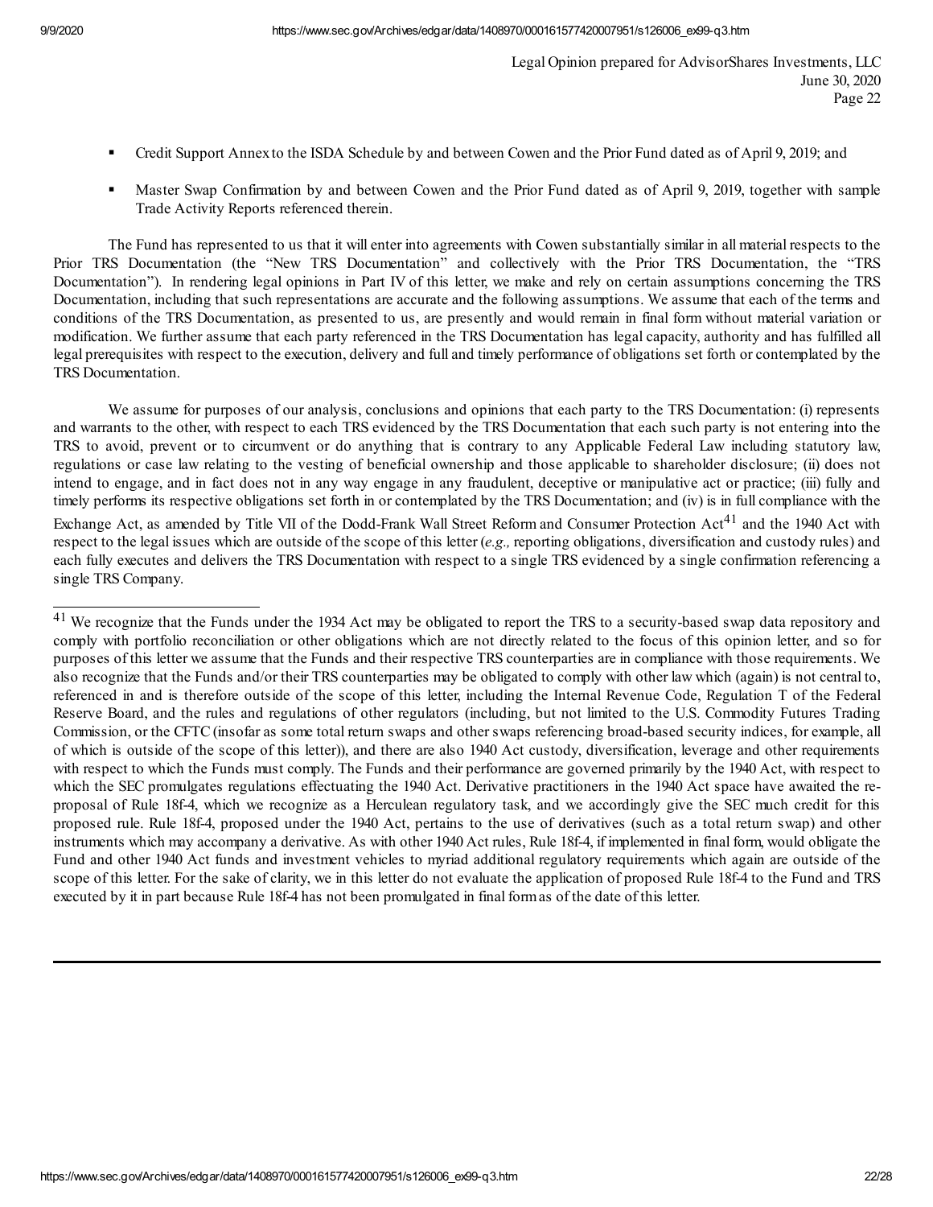- Credit Support Annex to the ISDA Schedule by and between Cowen and the Prior Fund dated as of April 9, 2019; and
- Master Swap Confirmation by and between Cowen and the Prior Fund dated as of April 9, 2019, together with sample Trade Activity Reports referenced therein.

The Fund has represented to us that it will enter into agreements with Cowen substantially similar in all material respects to the Prior TRS Documentation (the "New TRS Documentation" and collectively with the Prior TRS Documentation, the "TRS Documentation"). In rendering legal opinions in Part IV of this letter, we make and rely on certain assumptions concerning the TRS Documentation, including that such representations are accurate and the following assumptions. We assume that each of the terms and conditions of the TRS Documentation, as presented to us, are presently and would remain in final form without material variation or modification. We further assume that each party referenced in the TRS Documentation has legal capacity, authority and has fulfilled all legal prerequisites with respect to the execution, delivery and full and timely performance of obligations set forth or contemplated by the TRS Documentation.

We assume for purposes of our analysis, conclusions and opinions that each party to the TRS Documentation: (i) represents and warrants to the other, with respect to each TRS evidenced by the TRS Documentation that each such party is not entering into the TRS to avoid, prevent or to circumvent or do anything that is contrary to any Applicable Federal Law including statutory law, regulations or case law relating to the vesting of beneficial ownership and those applicable to shareholder disclosure; (ii) does not intend to engage, and in fact does not in any way engage in any fraudulent, deceptive or manipulative act or practice; (iii) fully and timely performs its respective obligations set forth in or contemplated by the TRS Documentation; and (iv) is in full compliance with the Exchange Act, as amended by Title VII of the Dodd-Frank Wall Street Reform and Consumer Protection Act[41] and the 1940 Act with respect to the legal issues which are outside of the scope of this letter (*e.g.,* reporting obligations, diversification and custody rules) and each fully executes and delivers the TRS Documentation with respect to a single TRS evidenced by a single confirmation referencing a single TRS Company.

---

[41] We recognize that the Funds under the 1934 Act may be obligated to report the TRS to a security-based swap data repository and comply with portfolio reconciliation or other obligations which are not directly related to the focus of this opinion letter, and so for purposes of this letter we assume that the Funds and their respective TRS counterparties are in compliance with those requirements. We also recognize that the Funds and/or their TRS counterparties may be obligated to comply with other law which (again) is not central to, referenced in and is therefore outside of the scope of this letter, including the Internal Revenue Code, Regulation T of the Federal Reserve Board, and the rules and regulations of other regulators (including, but not limited to the U.S. Commodity Futures Trading Commission, or the CFTC (insofar as some total return swaps and other swaps referencing broad-based security indices, for example, all of which is outside of the scope of this letter)), and there are also 1940 Act custody, diversification, leverage and other requirements with respect to which the Funds must comply. The Funds and their performance are governed primarily by the 1940 Act, with respect to which the SEC promulgates regulations effectuating the 1940 Act. Derivative practitioners in the 1940 Act space have awaited the re-proposal of Rule 18f-4, which we recognize as a Herculean regulatory task, and we accordingly give the SEC much credit for this proposed rule. Rule 18f-4, proposed under the 1940 Act, pertains to the use of derivatives (such as a total return swap) and other instruments which may accompany a derivative. As with other 1940 Act rules, Rule 18f-4, if implemented in final form, would obligate the Fund and other 1940 Act funds and investment vehicles to myriad additional regulatory requirements which again are outside of the scope of this letter. For the sake of clarity, we in this letter do not evaluate the application of proposed Rule 18f-4 to the Fund and TRS executed by it in part because Rule 18f-4 has not been promulgated in final form as of the date of this letter.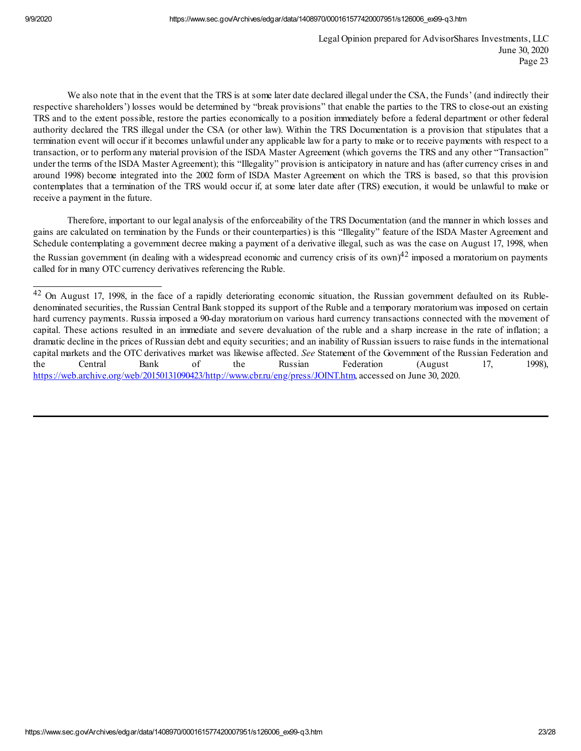We also note that in the event that the TRS is at some later date declared illegal under the CSA, the Funds' (and indirectly their respective shareholders') losses would be determined by "break provisions" that enable the parties to the TRS to close-out an existing TRS and to the extent possible, restore the parties economically to a position immediately before a federal department or other federal authority declared the TRS illegal under the CSA (or other law). Within the TRS Documentation is a provision that stipulates that a termination event will occur if it becomes unlawful under any applicable law for a party to make or to receive payments with respect to a transaction, or to perform any material provision of the ISDA Master Agreement (which governs the TRS and any other "Transaction" under the terms of the ISDA Master Agreement); this "Illegality" provision is anticipatory in nature and has (after currency crises in and around 1998) become integrated into the 2002 form of ISDA Master Agreement on which the TRS is based, so that this provision contemplates that a termination of the TRS would occur if, at some later date after (TRS) execution, it would be unlawful to make or receive a payment in the future.

Therefore, important to our legal analysis of the enforceability of the TRS Documentation (and the manner in which losses and gains are calculated on termination by the Funds or their counterparties) is this "Illegality" feature of the ISDA Master Agreement and Schedule contemplating a government decree making a payment of a derivative illegal, such as was the case on August 17, 1998, when the Russian government (in dealing with a widespread economic and currency crisis of its own)[42] imposed a moratorium on payments called for in many OTC currency derivatives referencing the Ruble.

---

[42] On August 17, 1998, in the face of a rapidly deteriorating economic situation, the Russian government defaulted on its Ruble-denominated securities, the Russian Central Bank stopped its support of the Ruble and a temporary moratorium was imposed on certain hard currency payments. Russia imposed a 90-day moratorium on various hard currency transactions connected with the movement of capital. These actions resulted in an immediate and severe devaluation of the ruble and a sharp increase in the rate of inflation; a dramatic decline in the prices of Russian debt and equity securities; and an inability of Russian issuers to raise funds in the international capital markets and the OTC derivatives market was likewise affected. *See* Statement of the Government of the Russian Federation and the Central Bank of the Russian Federation (August 17, 1998), https://web.archive.org/web/20150131090423/http://www.cbr.ru/eng/press/JOINT.htm, accessed on June 30, 2020.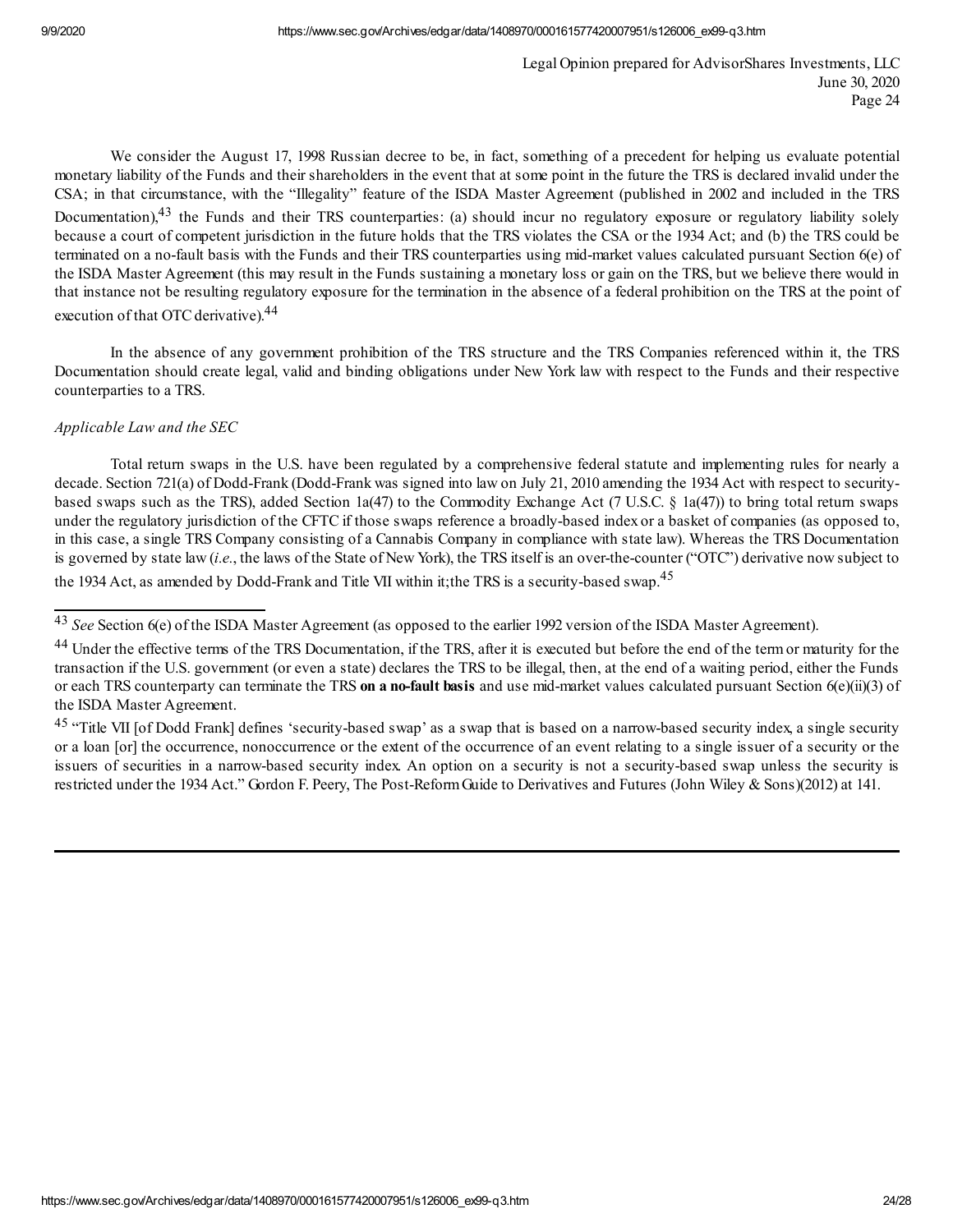We consider the August 17, 1998 Russian decree to be, in fact, something of a precedent for helping us evaluate potential monetary liability of the Funds and their shareholders in the event that at some point in the future the TRS is declared invalid under the CSA; in that circumstance, with the "Illegality" feature of the ISDA Master Agreement (published in 2002 and included in the TRS Documentation),[43] the Funds and their TRS counterparties: (a) should incur no regulatory exposure or regulatory liability solely because a court of competent jurisdiction in the future holds that the TRS violates the CSA or the 1934 Act; and (b) the TRS could be terminated on a no-fault basis with the Funds and their TRS counterparties using mid-market values calculated pursuant Section 6(e) of the ISDA Master Agreement (this may result in the Funds sustaining a monetary loss or gain on the TRS, but we believe there would in that instance not be resulting regulatory exposure for the termination in the absence of a federal prohibition on the TRS at the point of execution of that OTC derivative).[44]

In the absence of any government prohibition of the TRS structure and the TRS Companies referenced within it, the TRS Documentation should create legal, valid and binding obligations under New York law with respect to the Funds and their respective counterparties to a TRS.

*Applicable Law and the SEC*

Total return swaps in the U.S. have been regulated by a comprehensive federal statute and implementing rules for nearly a decade. Section 721(a) of Dodd-Frank (Dodd-Frank was signed into law on July 21, 2010 amending the 1934 Act with respect to security-based swaps such as the TRS), added Section 1a(47) to the Commodity Exchange Act (7 U.S.C. § 1a(47)) to bring total return swaps under the regulatory jurisdiction of the CFTC if those swaps reference a broadly-based index or a basket of companies (as opposed to, in this case, a single TRS Company consisting of a Cannabis Company in compliance with state law). Whereas the TRS Documentation is governed by state law (*i.e.*, the laws of the State of New York), the TRS itself is an over-the-counter ("OTC") derivative now subject to the 1934 Act, as amended by Dodd-Frank and Title VII within it;the TRS is a security-based swap.[45]

---

[43] *See* Section 6(e) of the ISDA Master Agreement (as opposed to the earlier 1992 version of the ISDA Master Agreement).

[44] Under the effective terms of the TRS Documentation, if the TRS, after it is executed but before the end of the term or maturity for the transaction if the U.S. government (or even a state) declares the TRS to be illegal, then, at the end of a waiting period, either the Funds or each TRS counterparty can terminate the TRS **on a no-fault basis** and use mid-market values calculated pursuant Section 6(e)(ii)(3) of the ISDA Master Agreement.

[45] "Title VII [of Dodd Frank] defines 'security-based swap' as a swap that is based on a narrow-based security index, a single security or a loan [or] the occurrence, nonoccurrence or the extent of the occurrence of an event relating to a single issuer of a security or the issuers of securities in a narrow-based security index. An option on a security is not a security-based swap unless the security is restricted under the 1934 Act." Gordon F. Peery, The Post-Reform Guide to Derivatives and Futures (John Wiley & Sons)(2012) at 141.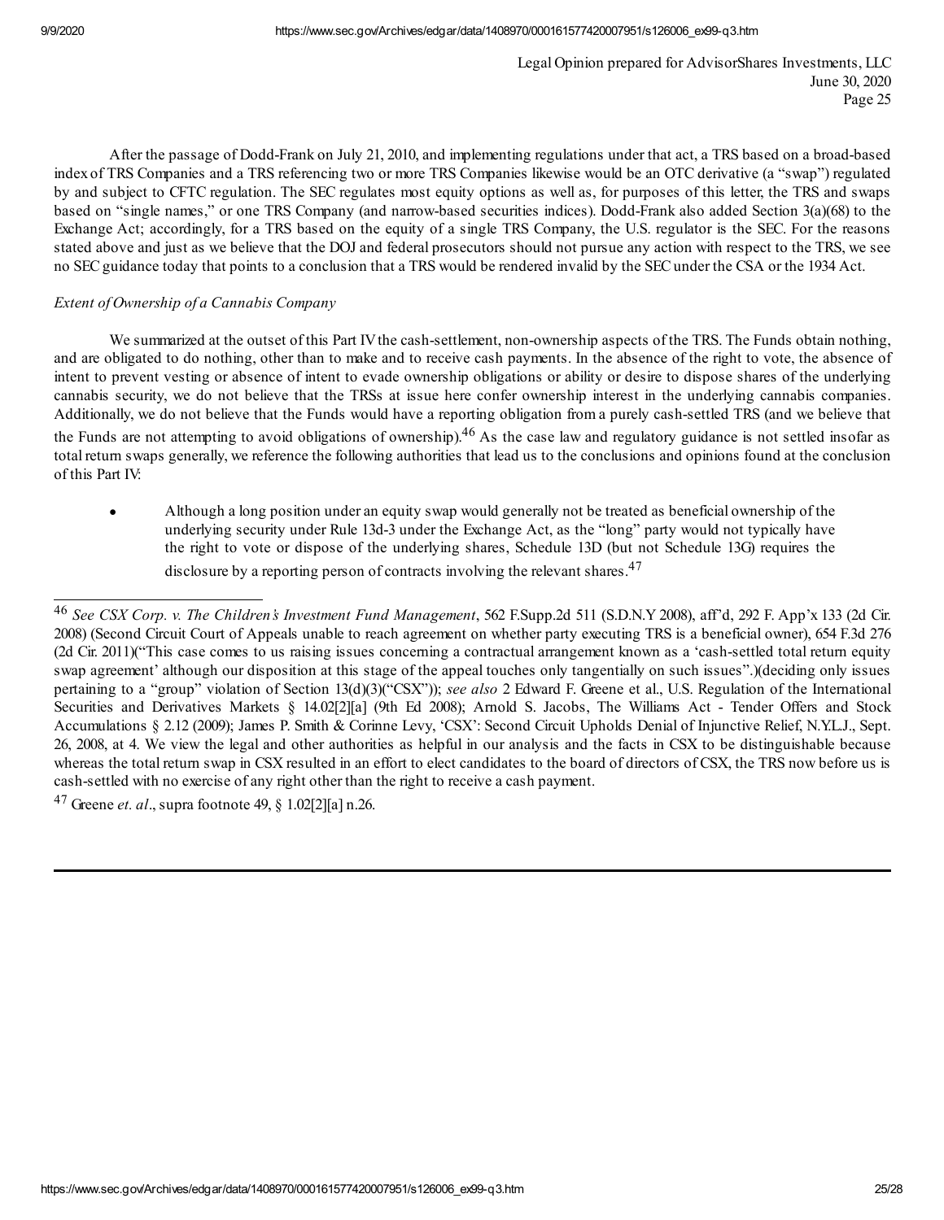Legal Opinion prepared for AdvisorShares Investments, LLC
June 30, 2020

After the passage of Dodd-Frank on July 21, 2010, and implementing regulations under that act, a TRS based on a broad-based index of TRS Companies and a TRS referencing two or more TRS Companies likewise would be an OTC derivative (a "swap") regulated by and subject to CFTC regulation. The SEC regulates most equity options as well as, for purposes of this letter, the TRS and swaps based on "single names," or one TRS Company (and narrow-based securities indices). Dodd-Frank also added Section 3(a)(68) to the Exchange Act; accordingly, for a TRS based on the equity of a single TRS Company, the U.S. regulator is the SEC. For the reasons stated above and just as we believe that the DOJ and federal prosecutors should not pursue any action with respect to the TRS, we see no SEC guidance today that points to a conclusion that a TRS would be rendered invalid by the SEC under the CSA or the 1934 Act.

*Extent of Ownership of a Cannabis Company*

We summarized at the outset of this Part IV the cash-settlement, non-ownership aspects of the TRS. The Funds obtain nothing, and are obligated to do nothing, other than to make and to receive cash payments. In the absence of the right to vote, the absence of intent to prevent vesting or absence of intent to evade ownership obligations or ability or desire to dispose shares of the underlying cannabis security, we do not believe that the TRSs at issue here confer ownership interest in the underlying cannabis companies. Additionally, we do not believe that the Funds would have a reporting obligation from a purely cash-settled TRS (and we believe that the Funds are not attempting to avoid obligations of ownership).[46] As the case law and regulatory guidance is not settled insofar as total return swaps generally, we reference the following authorities that lead us to the conclusions and opinions found at the conclusion of this Part IV:

- Although a long position under an equity swap would generally not be treated as beneficial ownership of the underlying security under Rule 13d-3 under the Exchange Act, as the "long" party would not typically have the right to vote or dispose of the underlying shares, Schedule 13D (but not Schedule 13G) requires the disclosure by a reporting person of contracts involving the relevant shares.[47]

---

[46] *See CSX Corp. v. The Children's Investment Fund Management*, 562 F.Supp.2d 511 (S.D.N.Y 2008), aff'd, 292 F. App'x 133 (2d Cir. 2008) (Second Circuit Court of Appeals unable to reach agreement on whether party executing TRS is a beneficial owner), 654 F.3d 276 (2d Cir. 2011)("This case comes to us raising issues concerning a contractual arrangement known as a 'cash-settled total return equity swap agreement' although our disposition at this stage of the appeal touches only tangentially on such issues".)(deciding only issues pertaining to a "group" violation of Section 13(d)(3)("CSX")); *see also* 2 Edward F. Greene et al., U.S. Regulation of the International Securities and Derivatives Markets § 14.02[2][a] (9th Ed 2008); Arnold S. Jacobs, The Williams Act - Tender Offers and Stock Accumulations § 2.12 (2009); James P. Smith & Corinne Levy, 'CSX': Second Circuit Upholds Denial of Injunctive Relief, N.Y.L.J., Sept. 26, 2008, at 4. We view the legal and other authorities as helpful in our analysis and the facts in CSX to be distinguishable because whereas the total return swap in CSX resulted in an effort to elect candidates to the board of directors of CSX, the TRS now before us is cash-settled with no exercise of any right other than the right to receive a cash payment.

[47] Greene *et. al*., supra footnote 49, § 1.02[2][a] n.26.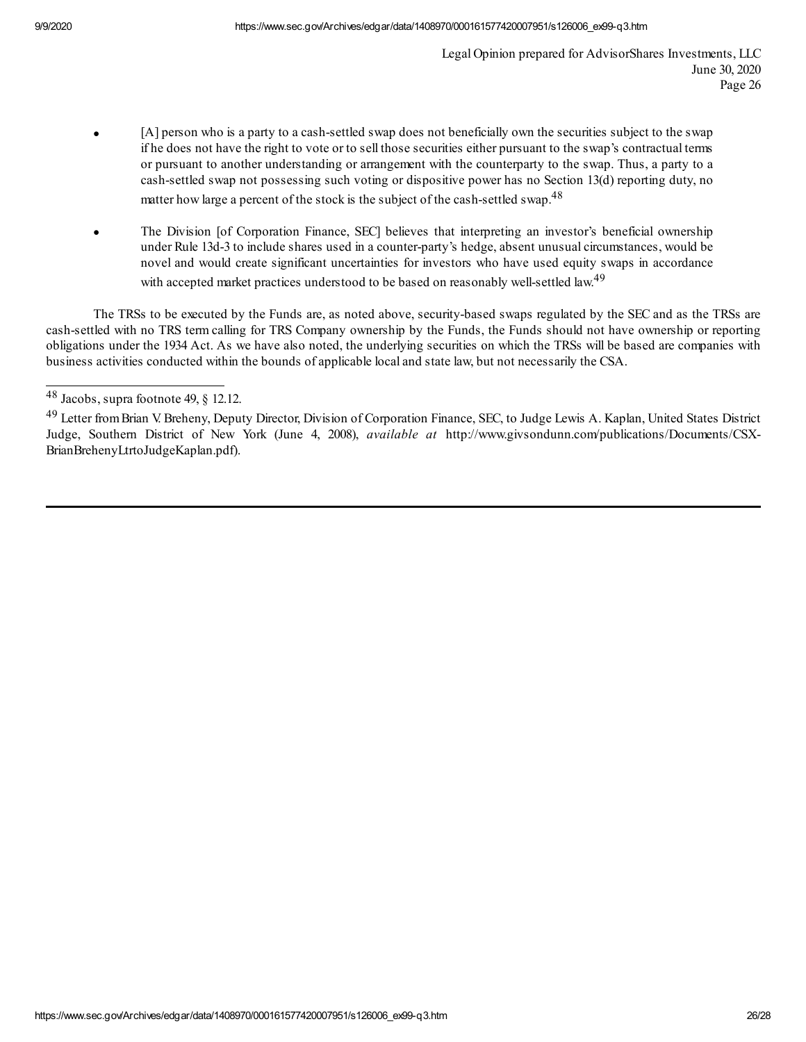- [A] person who is a party to a cash-settled swap does not beneficially own the securities subject to the swap if he does not have the right to vote or to sell those securities either pursuant to the swap's contractual terms or pursuant to another understanding or arrangement with the counterparty to the swap. Thus, a party to a cash-settled swap not possessing such voting or dispositive power has no Section 13(d) reporting duty, no matter how large a percent of the stock is the subject of the cash-settled swap.[48]

- The Division [of Corporation Finance, SEC] believes that interpreting an investor's beneficial ownership under Rule 13d-3 to include shares used in a counter-party's hedge, absent unusual circumstances, would be novel and would create significant uncertainties for investors who have used equity swaps in accordance with accepted market practices understood to be based on reasonably well-settled law.[49]

The TRSs to be executed by the Funds are, as noted above, security-based swaps regulated by the SEC and as the TRSs are cash-settled with no TRS term calling for TRS Company ownership by the Funds, the Funds should not have ownership or reporting obligations under the 1934 Act. As we have also noted, the underlying securities on which the TRSs will be based are companies with business activities conducted within the bounds of applicable local and state law, but not necessarily the CSA.

---

[48] Jacobs, supra footnote 49, § 12.12.

[49] Letter from Brian V. Breheny, Deputy Director, Division of Corporation Finance, SEC, to Judge Lewis A. Kaplan, United States District Judge, Southern District of New York (June 4, 2008), *available at* http://www.givsondunn.com/publications/Documents/CSX-BrianBrehenyLtrtoJudgeKaplan.pdf).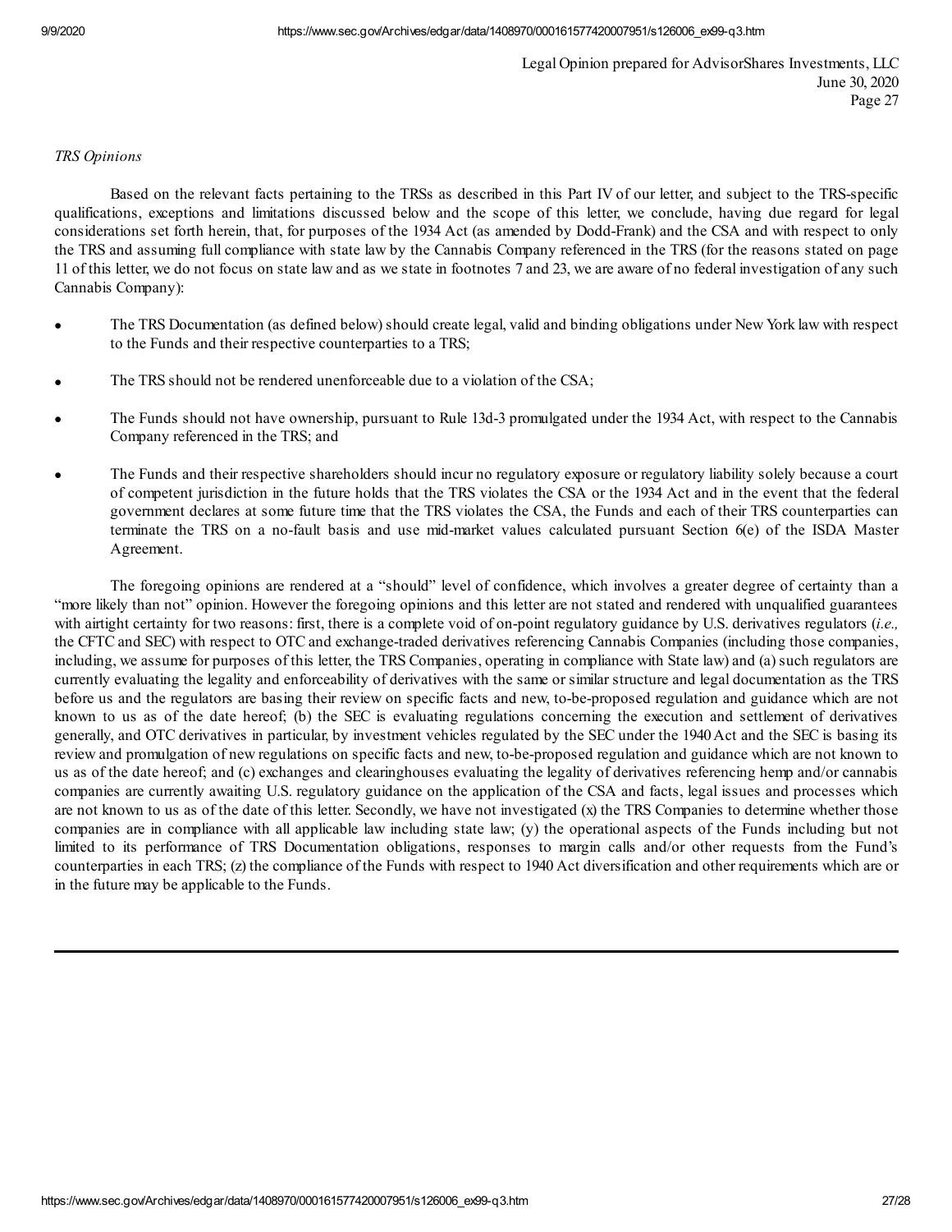*TRS Opinions*

Based on the relevant facts pertaining to the TRSs as described in this Part IV of our letter, and subject to the TRS-specific qualifications, exceptions and limitations discussed below and the scope of this letter, we conclude, having due regard for legal considerations set forth herein, that, for purposes of the 1934 Act (as amended by Dodd-Frank) and the CSA and with respect to only the TRS and assuming full compliance with state law by the Cannabis Company referenced in the TRS (for the reasons stated on page 11 of this letter, we do not focus on state law and as we state in footnotes 7 and 23, we are aware of no federal investigation of any such Cannabis Company):

- The TRS Documentation (as defined below) should create legal, valid and binding obligations under New York law with respect to the Funds and their respective counterparties to a TRS;
- The TRS should not be rendered unenforceable due to a violation of the CSA;
- The Funds should not have ownership, pursuant to Rule 13d-3 promulgated under the 1934 Act, with respect to the Cannabis Company referenced in the TRS; and
- The Funds and their respective shareholders should incur no regulatory exposure or regulatory liability solely because a court of competent jurisdiction in the future holds that the TRS violates the CSA or the 1934 Act and in the event that the federal government declares at some future time that the TRS violates the CSA, the Funds and each of their TRS counterparties can terminate the TRS on a no-fault basis and use mid-market values calculated pursuant Section 6(e) of the ISDA Master Agreement.

The foregoing opinions are rendered at a "should" level of confidence, which involves a greater degree of certainty than a "more likely than not" opinion. However the foregoing opinions and this letter are not stated and rendered with unqualified guarantees with airtight certainty for two reasons: first, there is a complete void of on-point regulatory guidance by U.S. derivatives regulators (*i.e.,* the CFTC and SEC) with respect to OTC and exchange-traded derivatives referencing Cannabis Companies (including those companies, including, we assume for purposes of this letter, the TRS Companies, operating in compliance with State law) and (a) such regulators are currently evaluating the legality and enforceability of derivatives with the same or similar structure and legal documentation as the TRS before us and the regulators are basing their review on specific facts and new, to-be-proposed regulation and guidance which are not known to us as of the date hereof; (b) the SEC is evaluating regulations concerning the execution and settlement of derivatives generally, and OTC derivatives in particular, by investment vehicles regulated by the SEC under the 1940 Act and the SEC is basing its review and promulgation of new regulations on specific facts and new, to-be-proposed regulation and guidance which are not known to us as of the date hereof; and (c) exchanges and clearinghouses evaluating the legality of derivatives referencing hemp and/or cannabis companies are currently awaiting U.S. regulatory guidance on the application of the CSA and facts, legal issues and processes which are not known to us as of the date of this letter. Secondly, we have not investigated (x) the TRS Companies to determine whether those companies are in compliance with all applicable law including state law; (y) the operational aspects of the Funds including but not limited to its performance of TRS Documentation obligations, responses to margin calls and/or other requests from the Fund's counterparties in each TRS; (z) the compliance of the Funds with respect to 1940 Act diversification and other requirements which are or in the future may be applicable to the Funds.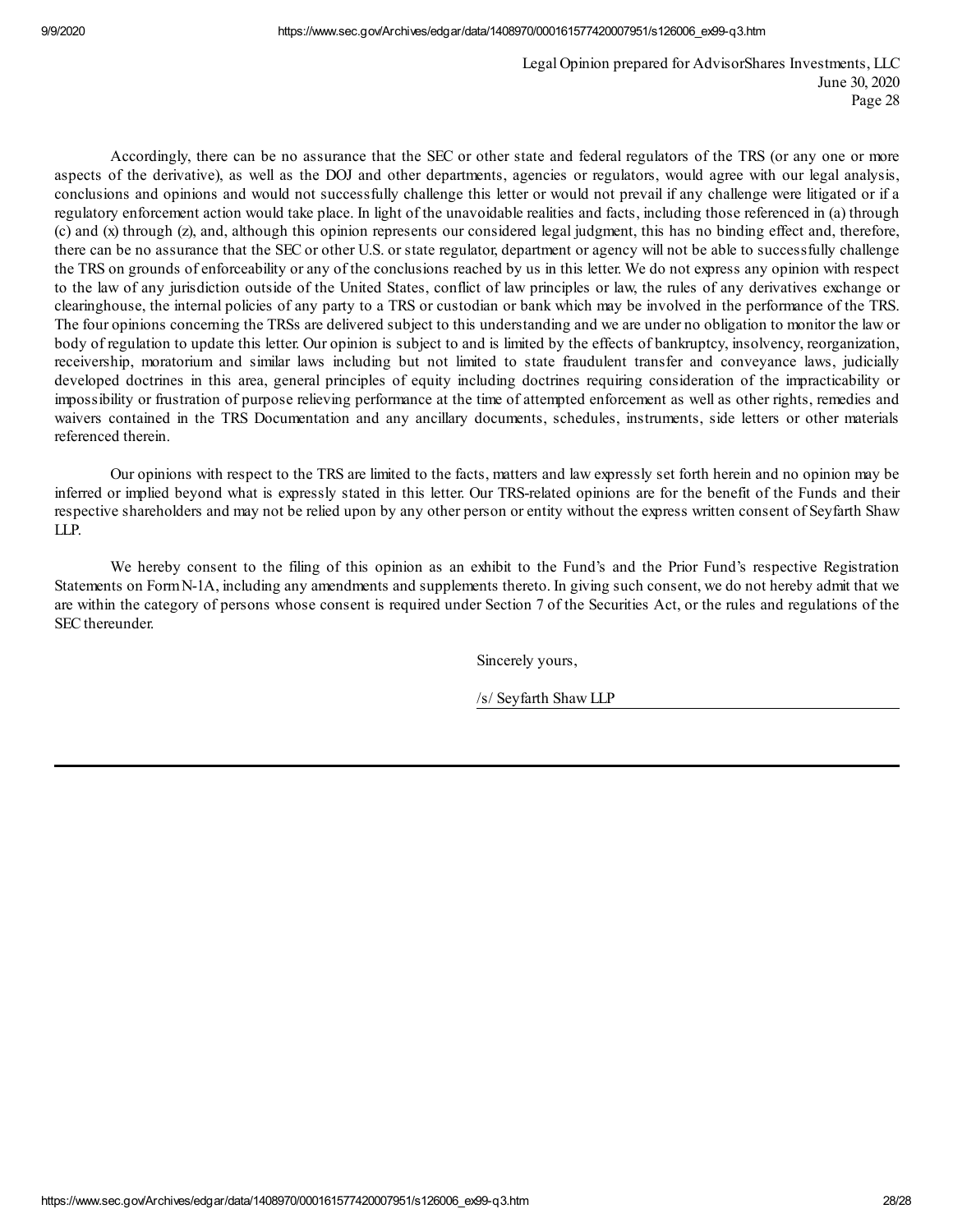Accordingly, there can be no assurance that the SEC or other state and federal regulators of the TRS (or any one or more aspects of the derivative), as well as the DOJ and other departments, agencies or regulators, would agree with our legal analysis, conclusions and opinions and would not successfully challenge this letter or would not prevail if any challenge were litigated or if a regulatory enforcement action would take place. In light of the unavoidable realities and facts, including those referenced in (a) through (c) and (x) through (z), and, although this opinion represents our considered legal judgment, this has no binding effect and, therefore, there can be no assurance that the SEC or other U.S. or state regulator, department or agency will not be able to successfully challenge the TRS on grounds of enforceability or any of the conclusions reached by us in this letter. We do not express any opinion with respect to the law of any jurisdiction outside of the United States, conflict of law principles or law, the rules of any derivatives exchange or clearinghouse, the internal policies of any party to a TRS or custodian or bank which may be involved in the performance of the TRS. The four opinions concerning the TRSs are delivered subject to this understanding and we are under no obligation to monitor the law or body of regulation to update this letter. Our opinion is subject to and is limited by the effects of bankruptcy, insolvency, reorganization, receivership, moratorium and similar laws including but not limited to state fraudulent transfer and conveyance laws, judicially developed doctrines in this area, general principles of equity including doctrines requiring consideration of the impracticability or impossibility or frustration of purpose relieving performance at the time of attempted enforcement as well as other rights, remedies and waivers contained in the TRS Documentation and any ancillary documents, schedules, instruments, side letters or other materials referenced therein.

Our opinions with respect to the TRS are limited to the facts, matters and law expressly set forth herein and no opinion may be inferred or implied beyond what is expressly stated in this letter. Our TRS-related opinions are for the benefit of the Funds and their respective shareholders and may not be relied upon by any other person or entity without the express written consent of Seyfarth Shaw LLP.

We hereby consent to the filing of this opinion as an exhibit to the Fund's and the Prior Fund's respective Registration Statements on Form N-1A, including any amendments and supplements thereto. In giving such consent, we do not hereby admit that we are within the category of persons whose consent is required under Section 7 of the Securities Act, or the rules and regulations of the SEC thereunder.

Sincerely yours,

/s/ Seyfarth Shaw LLP